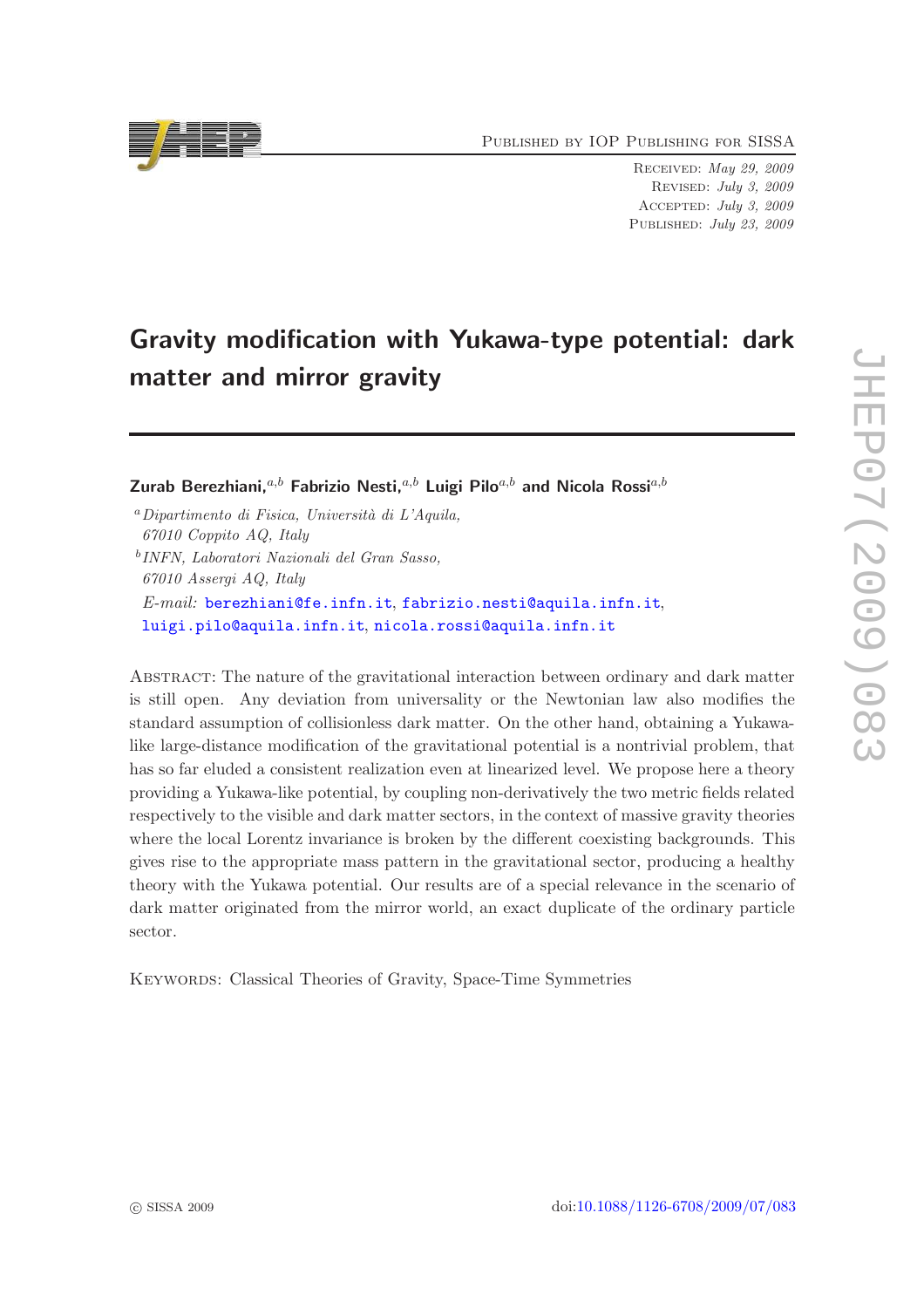Published by IOP Publishing for SISSA

Received: *May 29, 2009*
Revised: *July 3, 2009*
Accepted: *July 3, 2009*
Published: *July 23, 2009*

# Gravity modification with Yukawa-type potential: dark matter and mirror gravity

**Zurab Berezhiani,[a,b] Fabrizio Nesti,[a,b] Luigi Pilo[a,b] and Nicola Rossi[a,b]**

[a] *Dipartimento di Fisica, Università di L'Aquila, 67010 Coppito AQ, Italy*

[b] *INFN, Laboratori Nazionali del Gran Sasso, 67010 Assergi AQ, Italy*

*E-mail:* berezhiani@fe.infn.it, fabrizio.nesti@aquila.infn.it, luigi.pilo@aquila.infn.it, nicola.rossi@aquila.infn.it

Abstract: The nature of the gravitational interaction between ordinary and dark matter is still open. Any deviation from universality or the Newtonian law also modifies the standard assumption of collisionless dark matter. On the other hand, obtaining a Yukawa-like large-distance modification of the gravitational potential is a nontrivial problem, that has so far eluded a consistent realization even at linearized level. We propose here a theory providing a Yukawa-like potential, by coupling non-derivatively the two metric fields related respectively to the visible and dark matter sectors, in the context of massive gravity theories where the local Lorentz invariance is broken by the different coexisting backgrounds. This gives rise to the appropriate mass pattern in the gravitational sector, producing a healthy theory with the Yukawa potential. Our results are of a special relevance in the scenario of dark matter originated from the mirror world, an exact duplicate of the ordinary particle sector.

Keywords: Classical Theories of Gravity, Space-Time Symmetries

© SISSA 2009 doi:10.1088/1126-6708/2009/07/083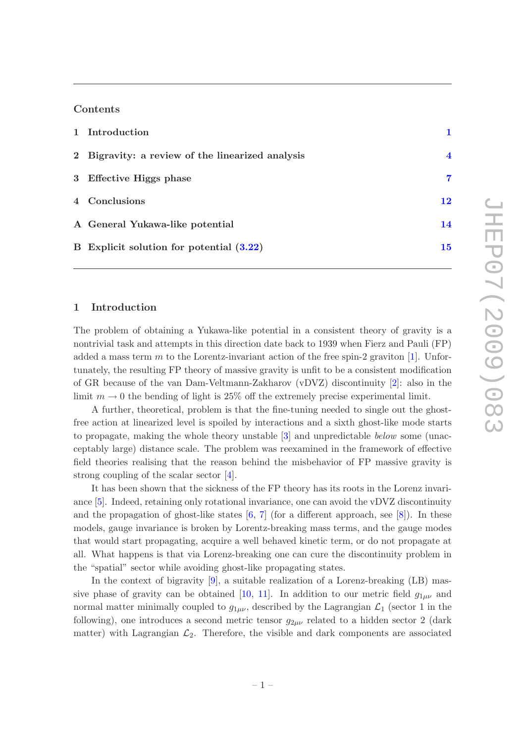## Contents

| | | |
|---|---|---|
| 1 | Introduction | 1 |
| 2 | Bigravity: a review of the linearized analysis | 4 |
| 3 | Effective Higgs phase | 7 |
| 4 | Conclusions | 12 |
| A | General Yukawa-like potential | 14 |
| B | Explicit solution for potential (3.22) | 15 |

## 1 Introduction

The problem of obtaining a Yukawa-like potential in a consistent theory of gravity is a nontrivial task and attempts in this direction date back to 1939 when Fierz and Pauli (FP) added a mass term $m$ to the Lorentz-invariant action of the free spin-2 graviton [1]. Unfortunately, the resulting FP theory of massive gravity is unfit to be a consistent modification of GR because of the van Dam-Veltmann-Zakharov (vDVZ) discontinuity [2]: also in the limit $m \to 0$ the bending of light is 25% off the extremely precise experimental limit.

A further, theoretical, problem is that the fine-tuning needed to single out the ghost-free action at linearized level is spoiled by interactions and a sixth ghost-like mode starts to propagate, making the whole theory unstable [3] and unpredictable *below* some (unacceptably large) distance scale. The problem was reexamined in the framework of effective field theories realising that the reason behind the misbehavior of FP massive gravity is strong coupling of the scalar sector [4].

It has been shown that the sickness of the FP theory has its roots in the Lorenz invariance [5]. Indeed, retaining only rotational invariance, one can avoid the vDVZ discontinuity and the propagation of ghost-like states [6, 7] (for a different approach, see [8]). In these models, gauge invariance is broken by Lorentz-breaking mass terms, and the gauge modes that would start propagating, acquire a well behaved kinetic term, or do not propagate at all. What happens is that via Lorenz-breaking one can cure the discontinuity problem in the "spatial" sector while avoiding ghost-like propagating states.

In the context of bigravity [9], a suitable realization of a Lorentz-breaking (LB) massive phase of gravity can be obtained [10, 11]. In addition to our metric field $g_{1\mu\nu}$ and normal matter minimally coupled to $g_{1\mu\nu}$, described by the Lagrangian $\mathcal{L}_1$ (sector 1 in the following), one introduces a second metric tensor $g_{2\mu\nu}$ related to a hidden sector 2 (dark matter) with Lagrangian $\mathcal{L}_2$. Therefore, the visible and dark components are associated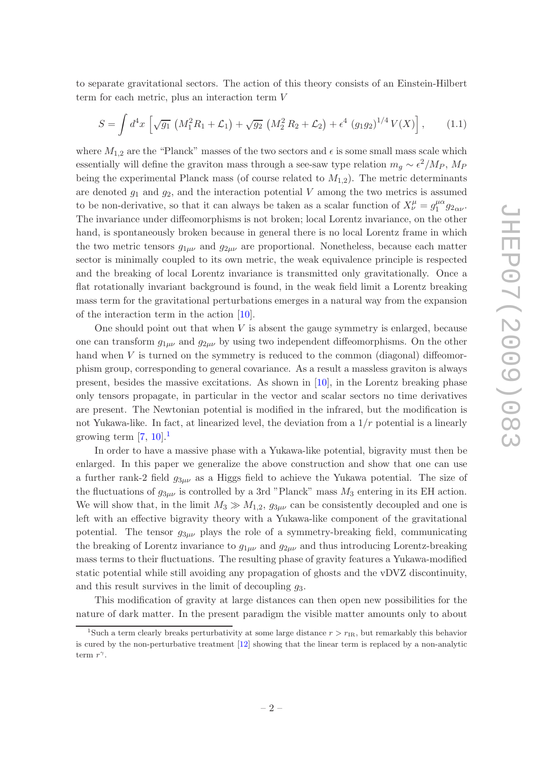to separate gravitational sectors. The action of this theory consists of an Einstein-Hilbert term for each metric, plus an interaction term $V$

$$S = \int d^4x \left[ \sqrt{g_1} \left( M_1^2 R_1 + \mathcal{L}_1 \right) + \sqrt{g_2} \left( M_2^2 R_2 + \mathcal{L}_2 \right) + \epsilon^4 \, (g_1 g_2)^{1/4} \, V(X) \right], \qquad (1.1)$$

where $M_{1,2}$ are the "Planck" masses of the two sectors and $\epsilon$ is some small mass scale which essentially will define the graviton mass through a see-saw type relation $m_g \sim \epsilon^2/M_P$, $M_P$ being the experimental Planck mass (of course related to $M_{1,2}$). The metric determinants are denoted $g_1$ and $g_2$, and the interaction potential $V$ among the two metrics is assumed to be non-derivative, so that it can always be taken as a scalar function of $X^\mu_\nu = g_1^{\mu\alpha} g_{2\alpha\nu}$. The invariance under diffeomorphisms is not broken; local Lorentz invariance, on the other hand, is spontaneously broken because in general there is no local Lorentz frame in which the two metric tensors $g_{1\mu\nu}$ and $g_{2\mu\nu}$ are proportional. Nonetheless, because each matter sector is minimally coupled to its own metric, the weak equivalence principle is respected and the breaking of local Lorentz invariance is transmitted only gravitationally. Once a flat rotationally invariant background is found, in the weak field limit a Lorentz breaking mass term for the gravitational perturbations emerges in a natural way from the expansion of the interaction term in the action [10].

One should point out that when $V$ is absent the gauge symmetry is enlarged, because one can transform $g_{1\mu\nu}$ and $g_{2\mu\nu}$ by using two independent diffeomorphisms. On the other hand when $V$ is turned on the symmetry is reduced to the common (diagonal) diffeomorphism group, corresponding to general covariance. As a result a massless graviton is always present, besides the massive excitations. As shown in [10], in the Lorentz breaking phase only tensors propagate, in particular in the vector and scalar sectors no time derivatives are present. The Newtonian potential is modified in the infrared, but the modification is not Yukawa-like. In fact, at linearized level, the deviation from a $1/r$ potential is a linearly growing term [7, 10].[1]

In order to have a massive phase with a Yukawa-like potential, bigravity must then be enlarged. In this paper we generalize the above construction and show that one can use a further rank-2 field $g_{3\mu\nu}$ as a Higgs field to achieve the Yukawa potential. The size of the fluctuations of $g_{3\mu\nu}$ is controlled by a 3rd "Planck" mass $M_3$ entering in its EH action. We will show that, in the limit $M_3 \gg M_{1,2}$, $g_{3\mu\nu}$ can be consistently decoupled and one is left with an effective bigravity theory with a Yukawa-like component of the gravitational potential. The tensor $g_{3\mu\nu}$ plays the role of a symmetry-breaking field, communicating the breaking of Lorentz invariance to $g_{1\mu\nu}$ and $g_{2\mu\nu}$ and thus introducing Lorentz-breaking mass terms to their fluctuations. The resulting phase of gravity features a Yukawa-modified static potential while still avoiding any propagation of ghosts and the vDVZ discontinuity, and this result survives in the limit of decoupling $g_3$.

This modification of gravity at large distances can then open new possibilities for the nature of dark matter. In the present paradigm the visible matter amounts only to about

[1] Such a term clearly breaks perturbativity at some large distance $r > r_{\rm IR}$, but remarkably this behavior is cured by the non-perturbative treatment [12] showing that the linear term is replaced by a non-analytic term $r^\gamma$.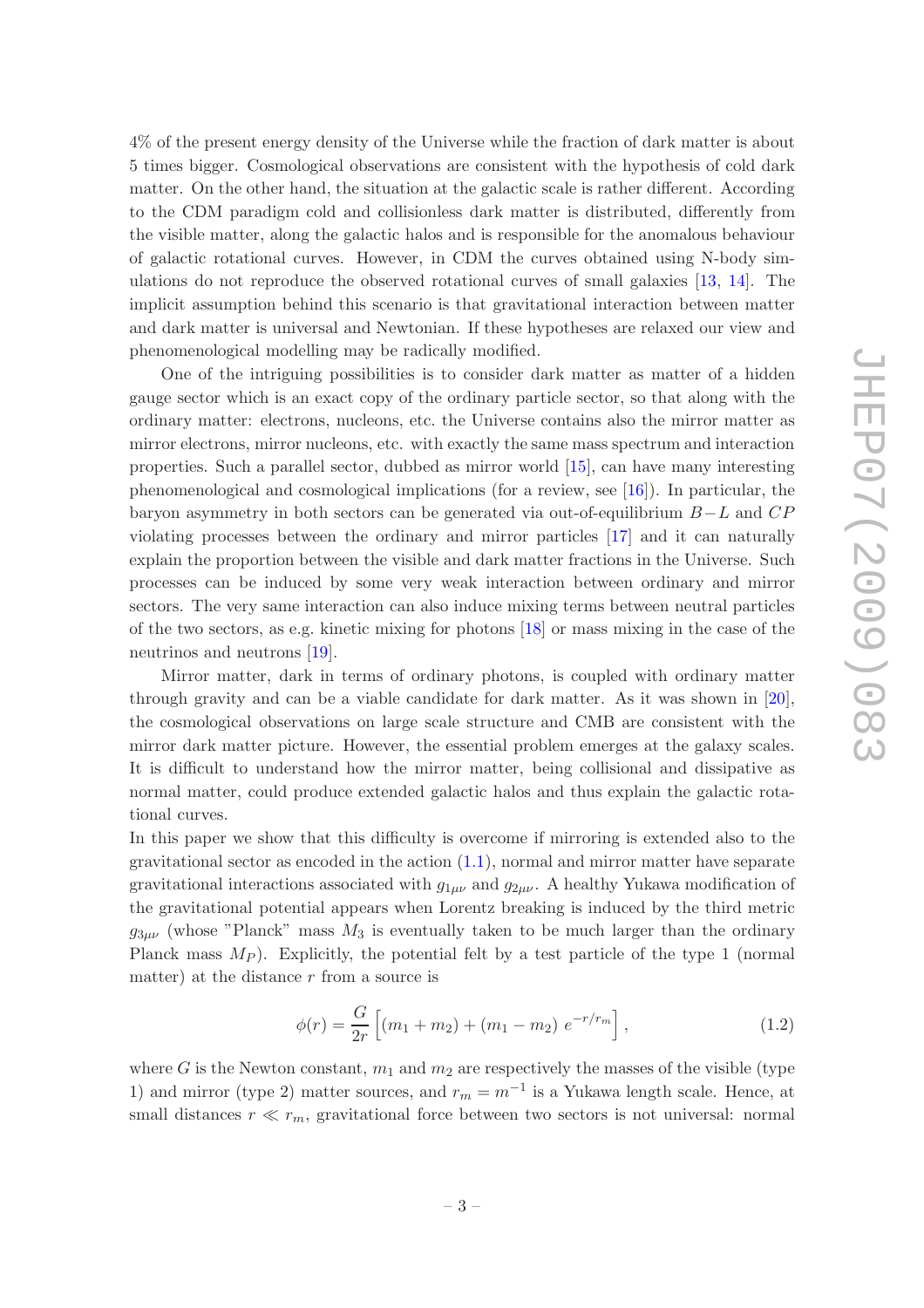4% of the present energy density of the Universe while the fraction of dark matter is about 5 times bigger. Cosmological observations are consistent with the hypothesis of cold dark matter. On the other hand, the situation at the galactic scale is rather different. According to the CDM paradigm cold and collisionless dark matter is distributed, differently from the visible matter, along the galactic halos and is responsible for the anomalous behaviour of galactic rotational curves. However, in CDM the curves obtained using N-body simulations do not reproduce the observed rotational curves of small galaxies [13, 14]. The implicit assumption behind this scenario is that gravitational interaction between matter and dark matter is universal and Newtonian. If these hypotheses are relaxed our view and phenomenological modelling may be radically modified.

One of the intriguing possibilities is to consider dark matter as matter of a hidden gauge sector which is an exact copy of the ordinary particle sector, so that along with the ordinary matter: electrons, nucleons, etc. the Universe contains also the mirror matter as mirror electrons, mirror nucleons, etc. with exactly the same mass spectrum and interaction properties. Such a parallel sector, dubbed as mirror world [15], can have many interesting phenomenological and cosmological implications (for a review, see [16]). In particular, the baryon asymmetry in both sectors can be generated via out-of-equilibrium $B-L$ and $CP$ violating processes between the ordinary and mirror particles [17] and it can naturally explain the proportion between the visible and dark matter fractions in the Universe. Such processes can be induced by some very weak interaction between ordinary and mirror sectors. The very same interaction can also induce mixing terms between neutral particles of the two sectors, as e.g. kinetic mixing for photons [18] or mass mixing in the case of the neutrinos and neutrons [19].

Mirror matter, dark in terms of ordinary photons, is coupled with ordinary matter through gravity and can be a viable candidate for dark matter. As it was shown in [20], the cosmological observations on large scale structure and CMB are consistent with the mirror dark matter picture. However, the essential problem emerges at the galaxy scales. It is difficult to understand how the mirror matter, being collisional and dissipative as normal matter, could produce extended galactic halos and thus explain the galactic rotational curves.

In this paper we show that this difficulty is overcome if mirroring is extended also to the gravitational sector as encoded in the action (1.1), normal and mirror matter have separate gravitational interactions associated with $g_{1\mu\nu}$ and $g_{2\mu\nu}$. A healthy Yukawa modification of the gravitational potential appears when Lorentz breaking is induced by the third metric $g_{3\mu\nu}$ (whose "Planck" mass $M_3$ is eventually taken to be much larger than the ordinary Planck mass $M_P$). Explicitly, the potential felt by a test particle of the type 1 (normal matter) at the distance $r$ from a source is

$$\phi(r) = \frac{G}{2r}\left[(m_1 + m_2) + (m_1 - m_2)\ e^{-r/r_m}\right], \tag{1.2}$$

where $G$ is the Newton constant, $m_1$ and $m_2$ are respectively the masses of the visible (type 1) and mirror (type 2) matter sources, and $r_m = m^{-1}$ is a Yukawa length scale. Hence, at small distances $r \ll r_m$, gravitational force between two sectors is not universal: normal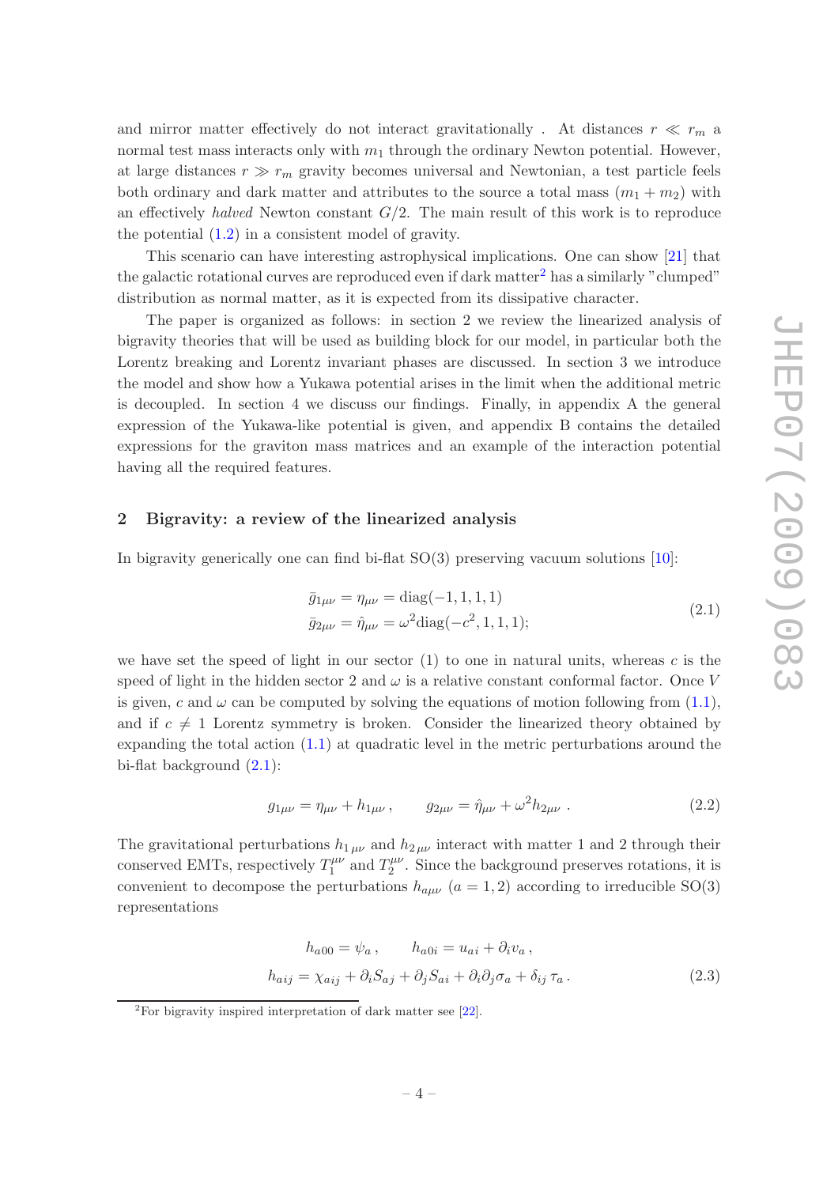and mirror matter effectively do not interact gravitationally . At distances $r \ll r_m$ a normal test mass interacts only with $m_1$ through the ordinary Newton potential. However, at large distances $r \gg r_m$ gravity becomes universal and Newtonian, a test particle feels both ordinary and dark matter and attributes to the source a total mass $(m_1 + m_2)$ with an effectively *halved* Newton constant $G/2$. The main result of this work is to reproduce the potential (1.2) in a consistent model of gravity.

This scenario can have interesting astrophysical implications. One can show [21] that the galactic rotational curves are reproduced even if dark matter[2] has a similarly "clumped" distribution as normal matter, as it is expected from its dissipative character.

The paper is organized as follows: in section 2 we review the linearized analysis of bigravity theories that will be used as building block for our model, in particular both the Lorentz breaking and Lorentz invariant phases are discussed. In section 3 we introduce the model and show how a Yukawa potential arises in the limit when the additional metric is decoupled. In section 4 we discuss our findings. Finally, in appendix A the general expression of the Yukawa-like potential is given, and appendix B contains the detailed expressions for the graviton mass matrices and an example of the interaction potential having all the required features.

## 2 Bigravity: a review of the linearized analysis

In bigravity generically one can find bi-flat SO(3) preserving vacuum solutions [10]:

$$
\begin{aligned}
\bar{g}_{1\mu\nu} &= \eta_{\mu\nu} = \text{diag}(-1, 1, 1, 1) \\
\bar{g}_{2\mu\nu} &= \hat{\eta}_{\mu\nu} = \omega^2 \text{diag}(-c^2, 1, 1, 1);
\end{aligned}
\tag{2.1}
$$

we have set the speed of light in our sector (1) to one in natural units, whereas $c$ is the speed of light in the hidden sector 2 and $\omega$ is a relative constant conformal factor. Once $V$ is given, $c$ and $\omega$ can be computed by solving the equations of motion following from (1.1), and if $c \neq 1$ Lorentz symmetry is broken. Consider the linearized theory obtained by expanding the total action (1.1) at quadratic level in the metric perturbations around the bi-flat background (2.1):

$$
g_{1\mu\nu} = \eta_{\mu\nu} + h_{1\mu\nu}, \qquad g_{2\mu\nu} = \hat{\eta}_{\mu\nu} + \omega^2 h_{2\mu\nu} \,. \tag{2.2}
$$

The gravitational perturbations $h_{1\,\mu\nu}$ and $h_{2\,\mu\nu}$ interact with matter 1 and 2 through their conserved EMTs, respectively $T_1^{\mu\nu}$ and $T_2^{\mu\nu}$. Since the background preserves rotations, it is convenient to decompose the perturbations $h_{a\mu\nu}$ $(a = 1, 2)$ according to irreducible SO(3) representations

$$
\begin{aligned}
h_{a00} &= \psi_a \,, \qquad h_{a0i} = u_{ai} + \partial_i v_a \,, \\
h_{aij} &= \chi_{aij} + \partial_i S_{aj} + \partial_j S_{ai} + \partial_i \partial_j \sigma_a + \delta_{ij}\, \tau_a \,.
\end{aligned}
\tag{2.3}
$$

[2] For bigravity inspired interpretation of dark matter see [22].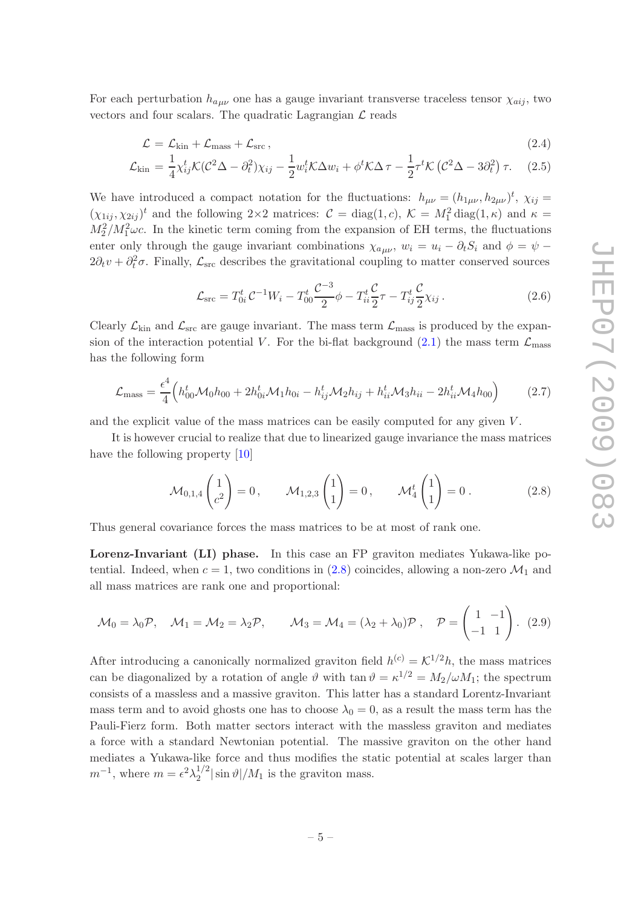For each perturbation $h_{a\mu\nu}$ one has a gauge invariant transverse traceless tensor $\chi_{aij}$, two vectors and four scalars. The quadratic Lagrangian $\mathcal{L}$ reads

$$\mathcal{L} = \mathcal{L}_{\rm kin} + \mathcal{L}_{\rm mass} + \mathcal{L}_{\rm src}\,, \tag{2.4}$$

$$\mathcal{L}_{\rm kin} = \frac{1}{4}\chi_{ij}^t \mathcal{K}(\mathcal{C}^2\Delta - \partial_t^2)\chi_{ij} - \frac{1}{2}w_i^t \mathcal{K}\Delta w_i + \phi^t \mathcal{K}\Delta\,\tau - \frac{1}{2}\tau^t \mathcal{K}\left(\mathcal{C}^2\Delta - 3\partial_t^2\right)\tau. \tag{2.5}$$

We have introduced a compact notation for the fluctuations: $h_{\mu\nu} = (h_{1\mu\nu}, h_{2\mu\nu})^t$, $\chi_{ij} = (\chi_{1ij}, \chi_{2ij})^t$ and the following 2×2 matrices: $\mathcal{C} = \mathrm{diag}(1, c)$, $\mathcal{K} = M_1^2\,\mathrm{diag}(1, \kappa)$ and $\kappa = M_2^2/M_1^2\omega c$. In the kinetic term coming from the expansion of EH terms, the fluctuations enter only through the gauge invariant combinations $\chi_{a\mu\nu}$, $w_i = u_i - \partial_t S_i$ and $\phi = \psi - 2\partial_t v + \partial_t^2\sigma$. Finally, $\mathcal{L}_{\rm src}$ describes the gravitational coupling to matter conserved sources

$$\mathcal{L}_{\rm src} = T_{0i}^t\,\mathcal{C}^{-1}W_i - T_{00}^t\frac{\mathcal{C}^{-3}}{2}\phi - T_{ii}^t\frac{\mathcal{C}}{2}\tau - T_{ij}^t\frac{\mathcal{C}}{2}\chi_{ij}\,. \tag{2.6}$$

Clearly $\mathcal{L}_{\rm kin}$ and $\mathcal{L}_{\rm src}$ are gauge invariant. The mass term $\mathcal{L}_{\rm mass}$ is produced by the expansion of the interaction potential $V$. For the bi-flat background (2.1) the mass term $\mathcal{L}_{\rm mass}$ has the following form

$$\mathcal{L}_{\rm mass} = \frac{\epsilon^4}{4}\Big(h_{00}^t\mathcal{M}_0 h_{00} + 2h_{0i}^t\mathcal{M}_1 h_{0i} - h_{ij}^t\mathcal{M}_2 h_{ij} + h_{ii}^t\mathcal{M}_3 h_{ii} - 2h_{ii}^t\mathcal{M}_4 h_{00}\Big) \tag{2.7}$$

and the explicit value of the mass matrices can be easily computed for any given $V$.

It is however crucial to realize that due to linearized gauge invariance the mass matrices have the following property [10]

$$\mathcal{M}_{0,1,4}\begin{pmatrix}1\\ c^2\end{pmatrix} = 0\,, \qquad \mathcal{M}_{1,2,3}\begin{pmatrix}1\\ 1\end{pmatrix} = 0\,, \qquad \mathcal{M}_4^t\begin{pmatrix}1\\ 1\end{pmatrix} = 0\,. \tag{2.8}$$

Thus general covariance forces the mass matrices to be at most of rank one.

**Lorenz-Invariant (LI) phase.** In this case an FP graviton mediates Yukawa-like potential. Indeed, when $c = 1$, two conditions in (2.8) coincides, allowing a non-zero $\mathcal{M}_1$ and all mass matrices are rank one and proportional:

$$\mathcal{M}_0 = \lambda_0\mathcal{P}, \quad \mathcal{M}_1 = \mathcal{M}_2 = \lambda_2\mathcal{P}, \qquad \mathcal{M}_3 = \mathcal{M}_4 = (\lambda_2 + \lambda_0)\mathcal{P}\,, \quad \mathcal{P} = \begin{pmatrix}1 & -1\\ -1 & 1\end{pmatrix}. \tag{2.9}$$

After introducing a canonically normalized graviton field $h^{(c)} = \mathcal{K}^{1/2}h$, the mass matrices can be diagonalized by a rotation of angle $\vartheta$ with $\tan\vartheta = \kappa^{1/2} = M_2/\omega M_1$; the spectrum consists of a massless and a massive graviton. This latter has a standard Lorentz-Invariant mass term and to avoid ghosts one has to choose $\lambda_0 = 0$, as a result the mass term has the Pauli-Fierz form. Both matter sectors interact with the massless graviton and mediates a force with a standard Newtonian potential. The massive graviton on the other hand mediates a Yukawa-like force and thus modifies the static potential at scales larger than $m^{-1}$, where $m = \epsilon^2\lambda_2^{1/2}|\sin\vartheta|/M_1$ is the graviton mass.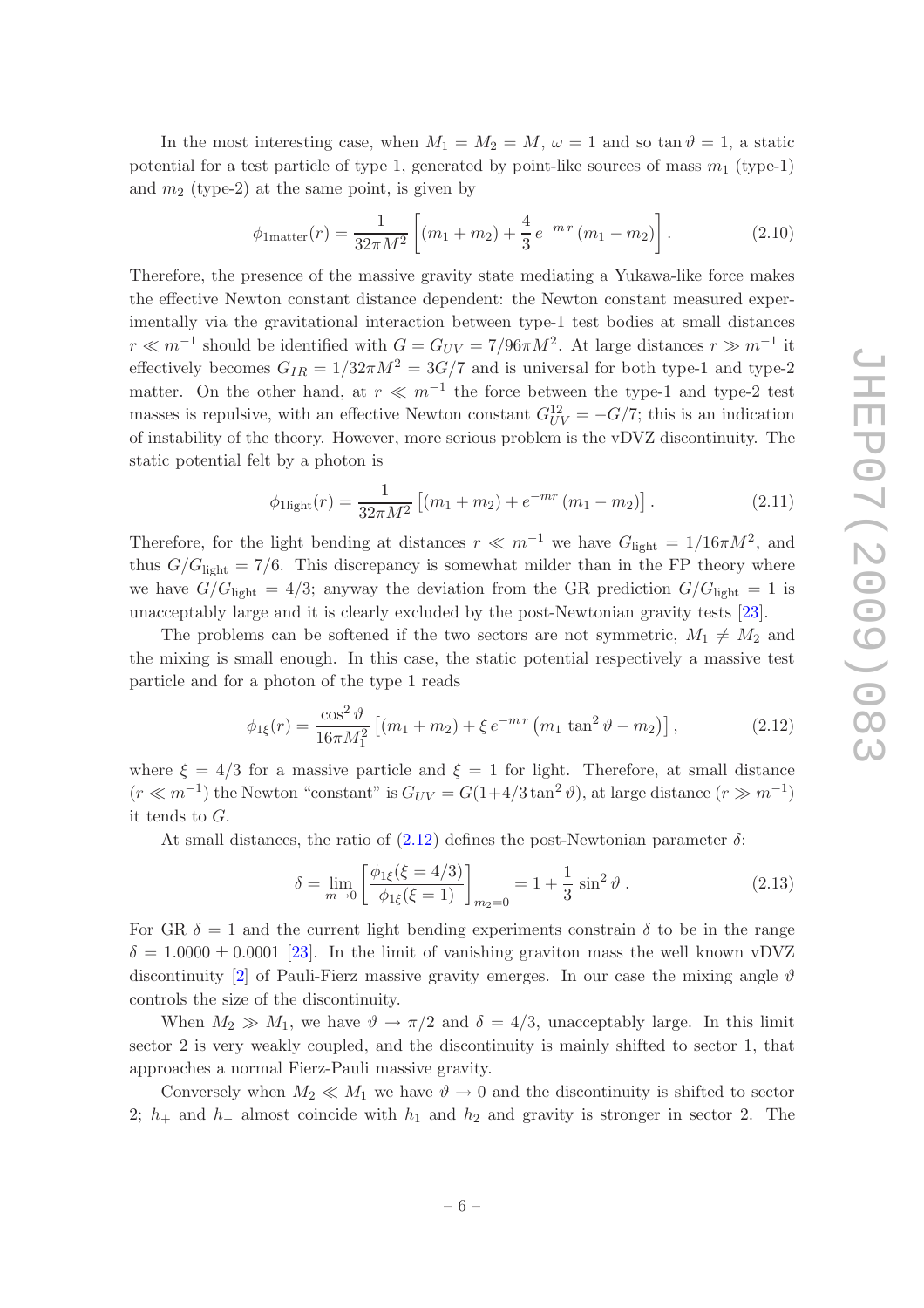In the most interesting case, when $M_1 = M_2 = M$, $\omega = 1$ and so $\tan\vartheta = 1$, a static potential for a test particle of type 1, generated by point-like sources of mass $m_1$ (type-1) and $m_2$ (type-2) at the same point, is given by

$$\phi_{1\text{matter}}(r) = \frac{1}{32\pi M^2}\left[(m_1+m_2) + \frac{4}{3}\,e^{-m\,r}\,(m_1-m_2)\right]. \tag{2.10}$$

Therefore, the presence of the massive gravity state mediating a Yukawa-like force makes the effective Newton constant distance dependent: the Newton constant measured experimentally via the gravitational interaction between type-1 test bodies at small distances $r \ll m^{-1}$ should be identified with $G = G_{UV} = 7/96\pi M^2$. At large distances $r \gg m^{-1}$ it effectively becomes $G_{IR} = 1/32\pi M^2 = 3G/7$ and is universal for both type-1 and type-2 matter. On the other hand, at $r \ll m^{-1}$ the force between the type-1 and type-2 test masses is repulsive, with an effective Newton constant $G_{UV}^{12} = -G/7$; this is an indication of instability of the theory. However, more serious problem is the vDVZ discontinuity. The static potential felt by a photon is

$$\phi_{1\text{light}}(r) = \frac{1}{32\pi M^2}\left[(m_1+m_2) + e^{-mr}\,(m_1-m_2)\right]. \tag{2.11}$$

Therefore, for the light bending at distances $r \ll m^{-1}$ we have $G_{\text{light}} = 1/16\pi M^2$, and thus $G/G_{\text{light}} = 7/6$. This discrepancy is somewhat milder than in the FP theory where we have $G/G_{\text{light}} = 4/3$; anyway the deviation from the GR prediction $G/G_{\text{light}} = 1$ is unacceptably large and it is clearly excluded by the post-Newtonian gravity tests [23].

The problems can be softened if the two sectors are not symmetric, $M_1 \neq M_2$ and the mixing is small enough. In this case, the static potential respectively a massive test particle and for a photon of the type 1 reads

$$\phi_{1\xi}(r) = \frac{\cos^2\vartheta}{16\pi M_1^2}\left[(m_1+m_2) + \xi\,e^{-m\,r}\left(m_1\,\tan^2\vartheta - m_2\right)\right], \tag{2.12}$$

where $\xi = 4/3$ for a massive particle and $\xi = 1$ for light. Therefore, at small distance ($r \ll m^{-1}$) the Newton "constant" is $G_{UV} = G(1 + 4/3\tan^2\vartheta)$, at large distance ($r \gg m^{-1}$) it tends to $G$.

At small distances, the ratio of (2.12) defines the post-Newtonian parameter $\delta$:

$$\delta = \lim_{m\to 0}\left[\frac{\phi_{1\xi}(\xi = 4/3)}{\phi_{1\xi}(\xi = 1)}\right]_{m_2=0} = 1 + \frac{1}{3}\sin^2\vartheta\,. \tag{2.13}$$

For GR $\delta = 1$ and the current light bending experiments constrain $\delta$ to be in the range $\delta = 1.0000 \pm 0.0001$ [23]. In the limit of vanishing graviton mass the well known vDVZ discontinuity [2] of Pauli-Fierz massive gravity emerges. In our case the mixing angle $\vartheta$ controls the size of the discontinuity.

When $M_2 \gg M_1$, we have $\vartheta \to \pi/2$ and $\delta = 4/3$, unacceptably large. In this limit sector 2 is very weakly coupled, and the discontinuity is mainly shifted to sector 1, that approaches a normal Fierz-Pauli massive gravity.

Conversely when $M_2 \ll M_1$ we have $\vartheta \to 0$ and the discontinuity is shifted to sector 2; $h_+$ and $h_-$ almost coincide with $h_1$ and $h_2$ and gravity is stronger in sector 2. The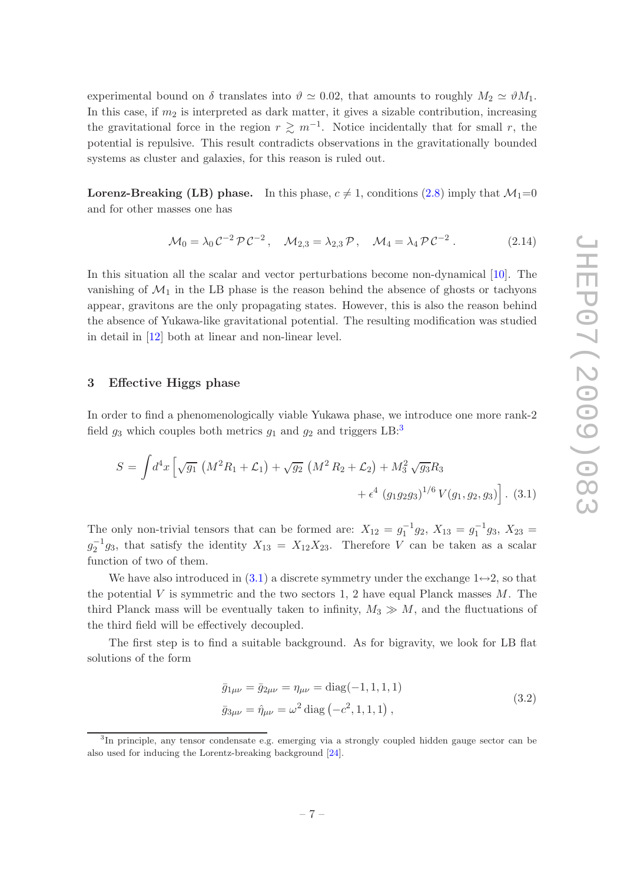experimental bound on $\delta$ translates into $\vartheta \simeq 0.02$, that amounts to roughly $M_2 \simeq \vartheta M_1$. In this case, if $m_2$ is interpreted as dark matter, it gives a sizable contribution, increasing the gravitational force in the region $r \gtrsim m^{-1}$. Notice incidentally that for small $r$, the potential is repulsive. This result contradicts observations in the gravitationally bounded systems as cluster and galaxies, for this reason is ruled out.

**Lorenz-Breaking (LB) phase.** In this phase, $c \neq 1$, conditions (2.8) imply that $\mathcal{M}_1$=0 and for other masses one has

$$\mathcal{M}_0 = \lambda_0 \, \mathcal{C}^{-2} \, \mathcal{P} \, \mathcal{C}^{-2} \,, \quad \mathcal{M}_{2,3} = \lambda_{2,3} \, \mathcal{P} \,, \quad \mathcal{M}_4 = \lambda_4 \, \mathcal{P} \, \mathcal{C}^{-2} \,. \tag{2.14}$$

In this situation all the scalar and vector perturbations become non-dynamical [10]. The vanishing of $\mathcal{M}_1$ in the LB phase is the reason behind the absence of ghosts or tachyons appear, gravitons are the only propagating states. However, this is also the reason behind the absence of Yukawa-like gravitational potential. The resulting modification was studied in detail in [12] both at linear and non-linear level.

## 3 Effective Higgs phase

In order to find a phenomenologically viable Yukawa phase, we introduce one more rank-2 field $g_3$ which couples both metrics $g_1$ and $g_2$ and triggers LB:[3]

$$S = \int d^4x \left[ \sqrt{g_1} \, \left(M^2 R_1 + \mathcal{L}_1\right) + \sqrt{g_2} \, \left(M^2 \, R_2 + \mathcal{L}_2\right) + M_3^2 \, \sqrt{g_3} R_3 \right.$$
$$\left. + \, \epsilon^4 \, \left(g_1 g_2 g_3\right)^{1/6} V(g_1, g_2, g_3) \right] . \tag{3.1}$$

The only non-trivial tensors that can be formed are: $X_{12} = g_1^{-1} g_2$, $X_{13} = g_1^{-1} g_3$, $X_{23} = g_2^{-1} g_3$, that satisfy the identity $X_{13} = X_{12} X_{23}$. Therefore $V$ can be taken as a scalar function of two of them.

We have also introduced in (3.1) a discrete symmetry under the exchange $1 \leftrightarrow 2$, so that the potential $V$ is symmetric and the two sectors 1, 2 have equal Planck masses $M$. The third Planck mass will be eventually taken to infinity, $M_3 \gg M$, and the fluctuations of the third field will be effectively decoupled.

The first step is to find a suitable background. As for bigravity, we look for LB flat solutions of the form

$$\begin{aligned} \bar{g}_{1\mu\nu} &= \bar{g}_{2\mu\nu} = \eta_{\mu\nu} = \mathrm{diag}(-1, 1, 1, 1) \\ \bar{g}_{3\mu\nu} &= \hat{\eta}_{\mu\nu} = \omega^2 \, \mathrm{diag}\left(-c^2, 1, 1, 1\right) , \end{aligned} \tag{3.2}$$

---

[3] In principle, any tensor condensate e.g. emerging via a strongly coupled hidden gauge sector can be also used for inducing the Lorentz-breaking background [24].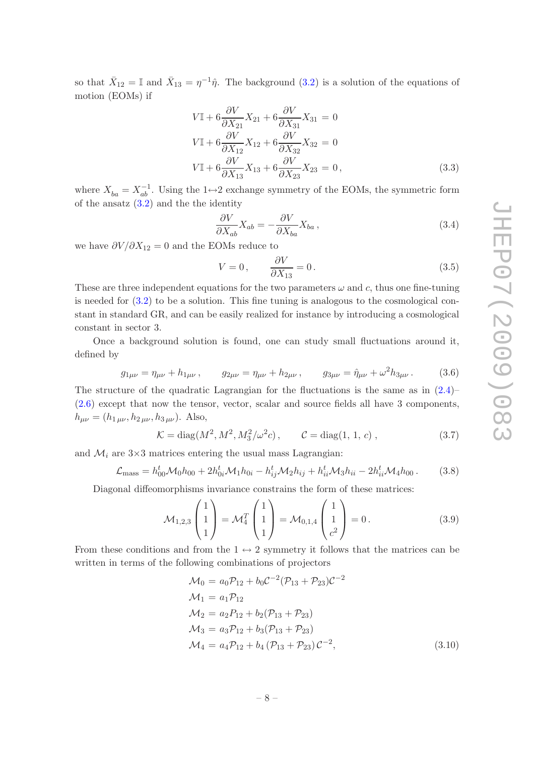so that $\bar{X}_{12} = \mathbb{I}$ and $\bar{X}_{13} = \eta^{-1}\hat{\eta}$. The background (3.2) is a solution of the equations of motion (EOMs) if

$$
\begin{aligned}
V\mathbb{I} + 6\frac{\partial V}{\partial X_{21}} X_{21} + 6\frac{\partial V}{\partial X_{31}} X_{31} &= 0 \\
V\mathbb{I} + 6\frac{\partial V}{\partial X_{12}} X_{12} + 6\frac{\partial V}{\partial X_{32}} X_{32} &= 0 \\
V\mathbb{I} + 6\frac{\partial V}{\partial X_{13}} X_{13} + 6\frac{\partial V}{\partial X_{23}} X_{23} &= 0\,,
\end{aligned}
\tag{3.3}
$$

where $X_{ba} = X_{ab}^{-1}$. Using the 1↔2 exchange symmetry of the EOMs, the symmetric form of the ansatz (3.2) and the the identity

$$
\frac{\partial V}{\partial X_{ab}} X_{ab} = -\frac{\partial V}{\partial X_{ba}} X_{ba}\,,
\tag{3.4}
$$

we have $\partial V/\partial X_{12} = 0$ and the EOMs reduce to

$$
V = 0\,, \qquad \frac{\partial V}{\partial X_{13}} = 0\,.
\tag{3.5}
$$

These are three independent equations for the two parameters $\omega$ and $c$, thus one fine-tuning is needed for (3.2) to be a solution. This fine tuning is analogous to the cosmological constant in standard GR, and can be easily realized for instance by introducing a cosmological constant in sector 3.

Once a background solution is found, one can study small fluctuations around it, defined by

$$
g_{1\mu\nu} = \eta_{\mu\nu} + h_{1\mu\nu}\,, \qquad g_{2\mu\nu} = \eta_{\mu\nu} + h_{2\mu\nu}\,, \qquad g_{3\mu\nu} = \hat{\eta}_{\mu\nu} + \omega^2 h_{3\mu\nu}\,.
\tag{3.6}
$$

The structure of the quadratic Lagrangian for the fluctuations is the same as in (2.4)–(2.6) except that now the tensor, vector, scalar and source fields all have 3 components, $h_{\mu\nu} = (h_{1\,\mu\nu}, h_{2\,\mu\nu}, h_{3\,\mu\nu})$. Also,

$$
\mathcal{K} = \mathrm{diag}(M^2, M^2, M_3^2/\omega^2 c)\,, \qquad \mathcal{C} = \mathrm{diag}(1,\,1,\,c)\,,
\tag{3.7}
$$

and $\mathcal{M}_i$ are 3×3 matrices entering the usual mass Lagrangian:

$$
\mathcal{L}_{\rm mass} = h_{00}^t \mathcal{M}_0 h_{00} + 2h_{0i}^t \mathcal{M}_1 h_{0i} - h_{ij}^t \mathcal{M}_2 h_{ij} + h_{ii}^t \mathcal{M}_3 h_{ii} - 2h_{ii}^t \mathcal{M}_4 h_{00}\,.
\tag{3.8}
$$

Diagonal diffeomorphisms invariance constrains the form of these matrices:

$$
\mathcal{M}_{1,2,3}\begin{pmatrix}1\\1\\1\end{pmatrix} = \mathcal{M}_4^T\begin{pmatrix}1\\1\\1\end{pmatrix} = \mathcal{M}_{0,1,4}\begin{pmatrix}1\\1\\c^2\end{pmatrix} = 0\,.
\tag{3.9}
$$

From these conditions and from the 1 ↔ 2 symmetry it follows that the matrices can be written in terms of the following combinations of projectors

$$
\begin{aligned}
\mathcal{M}_0 &= a_0\mathcal{P}_{12} + b_0\mathcal{C}^{-2}(\mathcal{P}_{13} + \mathcal{P}_{23})\mathcal{C}^{-2} \\
\mathcal{M}_1 &= a_1\mathcal{P}_{12} \\
\mathcal{M}_2 &= a_2 P_{12} + b_2(\mathcal{P}_{13} + \mathcal{P}_{23}) \\
\mathcal{M}_3 &= a_3\mathcal{P}_{12} + b_3(\mathcal{P}_{13} + \mathcal{P}_{23}) \\
\mathcal{M}_4 &= a_4\mathcal{P}_{12} + b_4\,(\mathcal{P}_{13} + \mathcal{P}_{23})\,\mathcal{C}^{-2},
\end{aligned}
\tag{3.10}
$$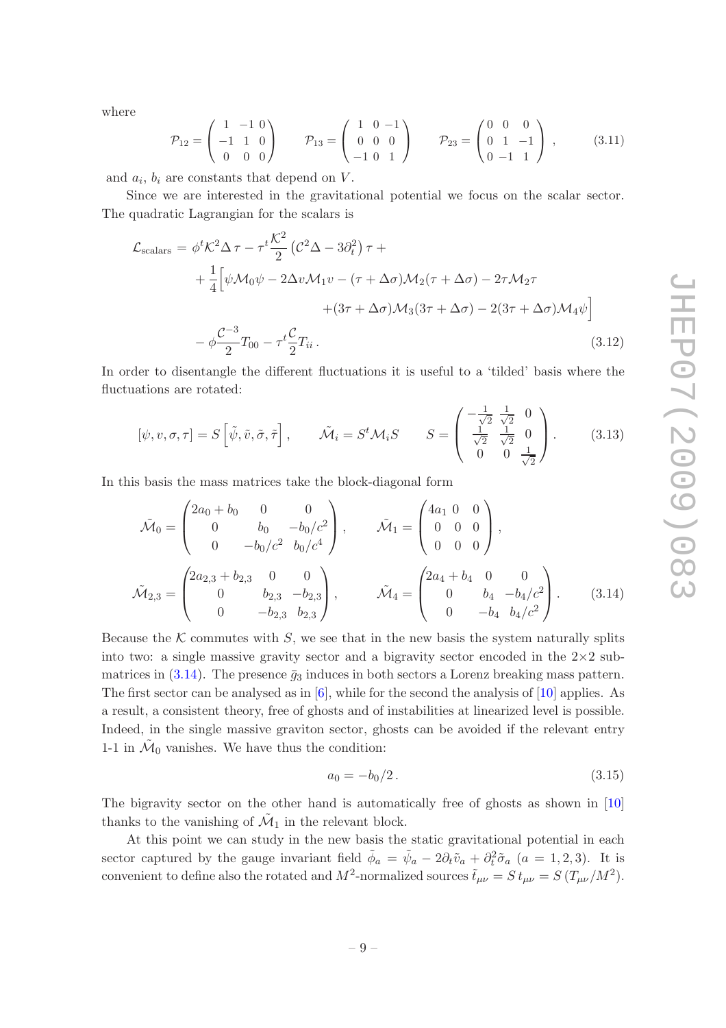where

$$
\mathcal{P}_{12} = \begin{pmatrix} 1 & -1 & 0 \\ -1 & 1 & 0 \\ 0 & 0 & 0 \end{pmatrix} \qquad \mathcal{P}_{13} = \begin{pmatrix} 1 & 0 & -1 \\ 0 & 0 & 0 \\ -1 & 0 & 1 \end{pmatrix} \qquad \mathcal{P}_{23} = \begin{pmatrix} 0 & 0 & 0 \\ 0 & 1 & -1 \\ 0 & -1 & 1 \end{pmatrix}, \tag{3.11}
$$

and $a_i$, $b_i$ are constants that depend on $V$.

Since we are interested in the gravitational potential we focus on the scalar sector. The quadratic Lagrangian for the scalars is

$$
\begin{aligned}
\mathcal{L}_{\text{scalars}} = {} & \phi^t \mathcal{K}^2 \Delta\, \tau - \tau^t \frac{\mathcal{K}^2}{2} \left(\mathcal{C}^2 \Delta - 3\partial_t^2\right) \tau + \\
& + \frac{1}{4} \Big[ \psi \mathcal{M}_0 \psi - 2\Delta v \mathcal{M}_1 v - (\tau + \Delta\sigma)\mathcal{M}_2(\tau + \Delta\sigma) - 2\tau \mathcal{M}_2 \tau \\
& \qquad + (3\tau + \Delta\sigma)\mathcal{M}_3(3\tau + \Delta\sigma) - 2(3\tau + \Delta\sigma)\mathcal{M}_4 \psi \Big] \\
& - \phi \frac{\mathcal{C}^{-3}}{2} T_{00} - \tau^t \frac{\mathcal{C}}{2} T_{ii}\,.
\end{aligned} \tag{3.12}
$$

In order to disentangle the different fluctuations it is useful to a 'tilded' basis where the fluctuations are rotated:

$$
[\psi, v, \sigma, \tau] = S\left[\tilde{\psi}, \tilde{v}, \tilde{\sigma}, \tilde{\tau}\right], \qquad \tilde{\mathcal{M}}_i = S^t \mathcal{M}_i S \qquad S = \begin{pmatrix} -\frac{1}{\sqrt{2}} & \frac{1}{\sqrt{2}} & 0 \\ \frac{1}{\sqrt{2}} & \frac{1}{\sqrt{2}} & 0 \\ 0 & 0 & \frac{1}{\sqrt{2}} \end{pmatrix}. \tag{3.13}
$$

In this basis the mass matrices take the block-diagonal form

$$
\begin{aligned}
\tilde{\mathcal{M}}_0 &= \begin{pmatrix} 2a_0 + b_0 & 0 & 0 \\ 0 & b_0 & -b_0/c^2 \\ 0 & -b_0/c^2 & b_0/c^4 \end{pmatrix}, \qquad & \tilde{\mathcal{M}}_1 &= \begin{pmatrix} 4a_1 & 0 & 0 \\ 0 & 0 & 0 \\ 0 & 0 & 0 \end{pmatrix}, \\
\tilde{\mathcal{M}}_{2,3} &= \begin{pmatrix} 2a_{2,3} + b_{2,3} & 0 & 0 \\ 0 & b_{2,3} & -b_{2,3} \\ 0 & -b_{2,3} & b_{2,3} \end{pmatrix}, \qquad & \tilde{\mathcal{M}}_4 &= \begin{pmatrix} 2a_4 + b_4 & 0 & 0 \\ 0 & b_4 & -b_4/c^2 \\ 0 & -b_4 & b_4/c^2 \end{pmatrix}.
\end{aligned} \tag{3.14}
$$

Because the $\mathcal{K}$ commutes with $S$, we see that in the new basis the system naturally splits into two: a single massive gravity sector and a bigravity sector encoded in the $2\times 2$ sub-matrices in (3.14). The presence $\bar{g}_3$ induces in both sectors a Lorenz breaking mass pattern. The first sector can be analysed as in [6], while for the second the analysis of [10] applies. As a result, a consistent theory, free of ghosts and of instabilities at linearized level is possible. Indeed, in the single massive graviton sector, ghosts can be avoided if the relevant entry 1-1 in $\tilde{\mathcal{M}}_0$ vanishes. We have thus the condition:

$$
a_0 = -b_0/2\,. \tag{3.15}
$$

The bigravity sector on the other hand is automatically free of ghosts as shown in [10] thanks to the vanishing of $\tilde{\mathcal{M}}_1$ in the relevant block.

At this point we can study in the new basis the static gravitational potential in each sector captured by the gauge invariant field $\tilde{\phi}_a = \tilde{\psi}_a - 2\partial_t \tilde{v}_a + \partial_t^2 \tilde{\sigma}_a$ $(a = 1, 2, 3)$. It is convenient to define also the rotated and $M^2$-normalized sources $\tilde{t}_{\mu\nu} = S\, t_{\mu\nu} = S\,(T_{\mu\nu}/M^2)$.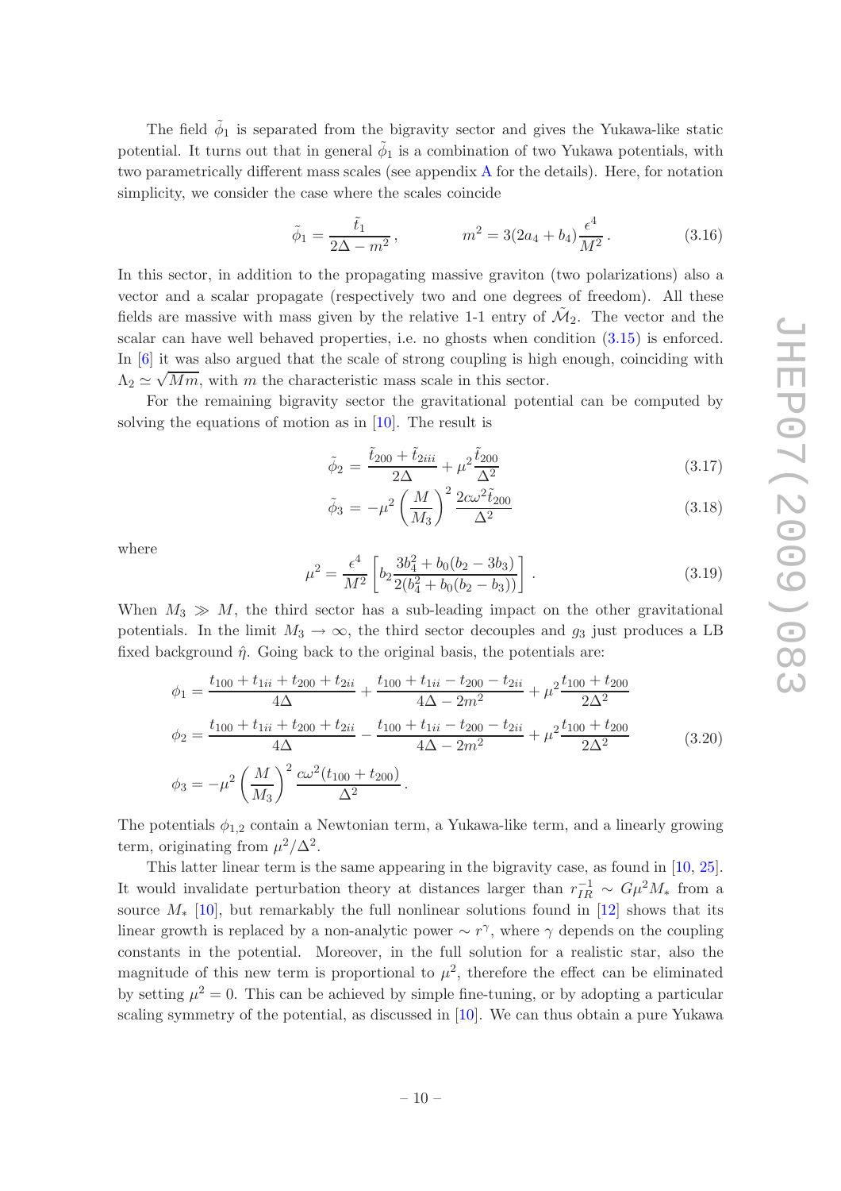The field $\tilde{\phi}_1$ is separated from the bigravity sector and gives the Yukawa-like static potential. It turns out that in general $\tilde{\phi}_1$ is a combination of two Yukawa potentials, with two parametrically different mass scales (see appendix A for the details). Here, for notation simplicity, we consider the case where the scales coincide

$$\tilde{\phi}_1 = \frac{\tilde{t}_1}{2\Delta - m^2}\,, \qquad\qquad m^2 = 3(2a_4 + b_4)\frac{\epsilon^4}{M^2}\,. \tag{3.16}$$

In this sector, in addition to the propagating massive graviton (two polarizations) also a vector and a scalar propagate (respectively two and one degrees of freedom). All these fields are massive with mass given by the relative 1-1 entry of $\tilde{\mathcal{M}}_2$. The vector and the scalar can have well behaved properties, i.e. no ghosts when condition (3.15) is enforced. In [6] it was also argued that the scale of strong coupling is high enough, coinciding with $\Lambda_2 \simeq \sqrt{Mm}$, with $m$ the characteristic mass scale in this sector.

For the remaining bigravity sector the gravitational potential can be computed by solving the equations of motion as in [10]. The result is

$$\tilde{\phi}_2 = \frac{\tilde{t}_{200} + \tilde{t}_{2ii}}{2\Delta} + \mu^2 \frac{\tilde{t}_{200}}{\Delta^2} \tag{3.17}$$

$$\tilde{\phi}_3 = -\mu^2 \left(\frac{M}{M_3}\right)^2 \frac{2c\omega^2 \tilde{t}_{200}}{\Delta^2} \tag{3.18}$$

where

$$\mu^2 = \frac{\epsilon^4}{M^2}\left[b_2 \frac{3b_4^2 + b_0(b_2 - 3b_3)}{2(b_4^2 + b_0(b_2 - b_3))}\right]. \tag{3.19}$$

When $M_3 \gg M$, the third sector has a sub-leading impact on the other gravitational potentials. In the limit $M_3 \to \infty$, the third sector decouples and $g_3$ just produces a LB fixed background $\hat{\eta}$. Going back to the original basis, the potentials are:

$$\begin{aligned}
\phi_1 &= \frac{t_{100} + t_{1ii} + t_{200} + t_{2ii}}{4\Delta} + \frac{t_{100} + t_{1ii} - t_{200} - t_{2ii}}{4\Delta - 2m^2} + \mu^2 \frac{t_{100} + t_{200}}{2\Delta^2} \\
\phi_2 &= \frac{t_{100} + t_{1ii} + t_{200} + t_{2ii}}{4\Delta} - \frac{t_{100} + t_{1ii} - t_{200} - t_{2ii}}{4\Delta - 2m^2} + \mu^2 \frac{t_{100} + t_{200}}{2\Delta^2} \\
\phi_3 &= -\mu^2 \left(\frac{M}{M_3}\right)^2 \frac{c\omega^2 (t_{100} + t_{200})}{\Delta^2}.
\end{aligned} \tag{3.20}$$

The potentials $\phi_{1,2}$ contain a Newtonian term, a Yukawa-like term, and a linearly growing term, originating from $\mu^2/\Delta^2$.

This latter linear term is the same appearing in the bigravity case, as found in [10, 25]. It would invalidate perturbation theory at distances larger than $r_{IR}^{-1} \sim G\mu^2 M_*$ from a source $M_*$ [10], but remarkably the full nonlinear solutions found in [12] shows that its linear growth is replaced by a non-analytic power $\sim r^\gamma$, where $\gamma$ depends on the coupling constants in the potential. Moreover, in the full solution for a realistic star, also the magnitude of this new term is proportional to $\mu^2$, therefore the effect can be eliminated by setting $\mu^2 = 0$. This can be achieved by simple fine-tuning, or by adopting a particular scaling symmetry of the potential, as discussed in [10]. We can thus obtain a pure Yukawa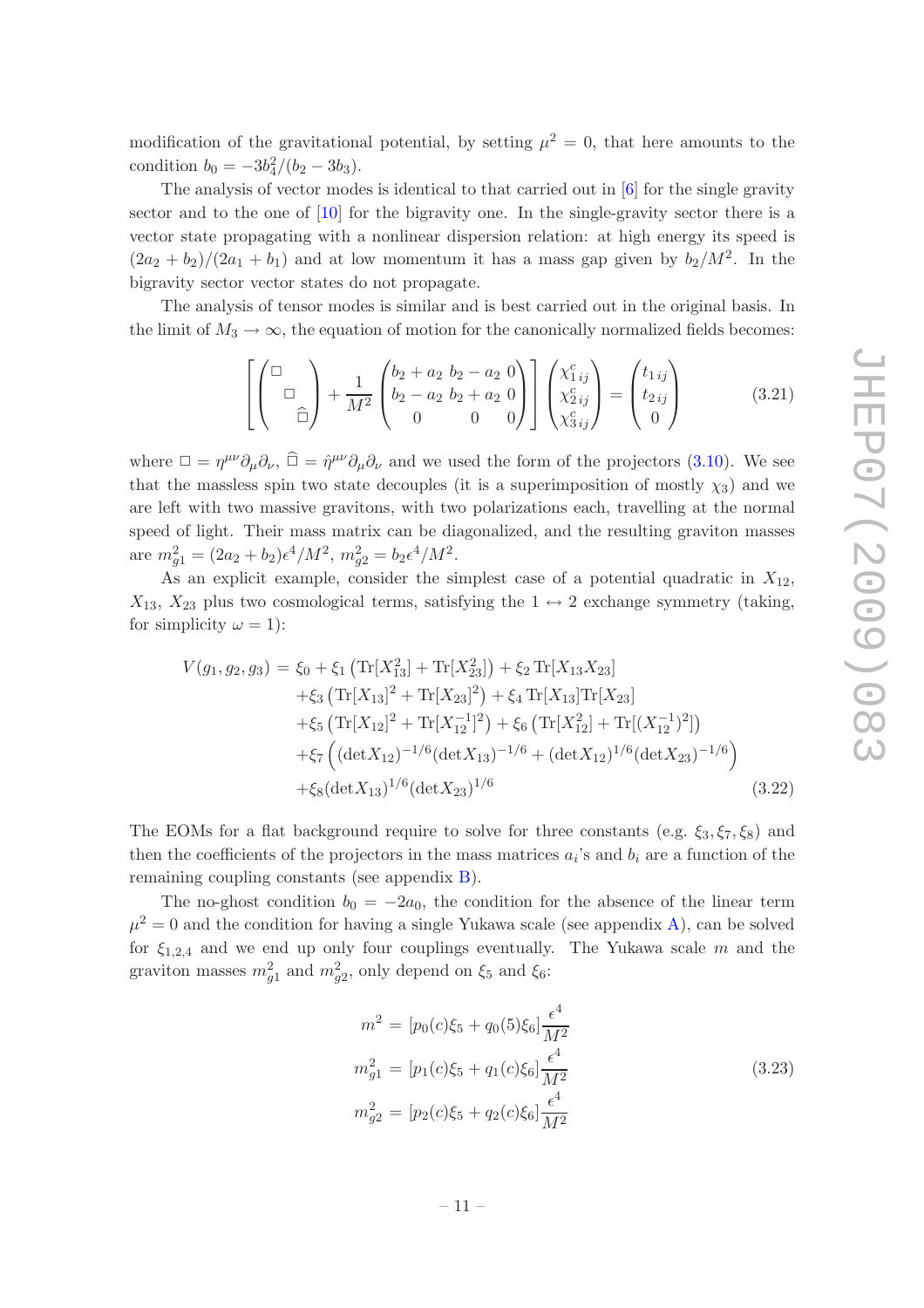modification of the gravitational potential, by setting $\mu^2 = 0$, that here amounts to the condition $b_0 = -3b_4^2/(b_2 - 3b_3)$.

The analysis of vector modes is identical to that carried out in [6] for the single gravity sector and to the one of [10] for the bigravity one. In the single-gravity sector there is a vector state propagating with a nonlinear dispersion relation: at high energy its speed is $(2a_2 + b_2)/(2a_1 + b_1)$ and at low momentum it has a mass gap given by $b_2/M^2$. In the bigravity sector vector states do not propagate.

The analysis of tensor modes is similar and is best carried out in the original basis. In the limit of $M_3 \to \infty$, the equation of motion for the canonically normalized fields becomes:

$$
\left[ \begin{pmatrix} \Box & & \\ & \Box & \\ & & \widehat{\Box} \end{pmatrix} + \frac{1}{M^2} \begin{pmatrix} b_2 + a_2 & b_2 - a_2 & 0 \\ b_2 - a_2 & b_2 + a_2 & 0 \\ 0 & 0 & 0 \end{pmatrix} \right] \begin{pmatrix} \chi^c_{1\,ij} \\ \chi^c_{2\,ij} \\ \chi^c_{3\,ij} \end{pmatrix} = \begin{pmatrix} t_{1\,ij} \\ t_{2\,ij} \\ 0 \end{pmatrix} \tag{3.21}
$$

where $\Box = \eta^{\mu\nu}\partial_\mu\partial_\nu$, $\widehat{\Box} = \hat{\eta}^{\mu\nu}\partial_\mu\partial_\nu$ and we used the form of the projectors (3.10). We see that the massless spin two state decouples (it is a superimposition of mostly $\chi_3$) and we are left with two massive gravitons, with two polarizations each, travelling at the normal speed of light. Their mass matrix can be diagonalized, and the resulting graviton masses are $m_{g1}^2 = (2a_2 + b_2)\epsilon^4/M^2$, $m_{g2}^2 = b_2\epsilon^4/M^2$.

As an explicit example, consider the simplest case of a potential quadratic in $X_{12}$, $X_{13}$, $X_{23}$ plus two cosmological terms, satisfying the $1 \leftrightarrow 2$ exchange symmetry (taking, for simplicity $\omega = 1$):

$$
\begin{aligned}
V(g_1, g_2, g_3) = \; & \xi_0 + \xi_1 \left( \mathrm{Tr}[X_{13}^2] + \mathrm{Tr}[X_{23}^2] \right) + \xi_2 \,\mathrm{Tr}[X_{13}X_{23}] \\
& + \xi_3 \left( \mathrm{Tr}[X_{13}]^2 + \mathrm{Tr}[X_{23}]^2 \right) + \xi_4 \,\mathrm{Tr}[X_{13}]\mathrm{Tr}[X_{23}] \\
& + \xi_5 \left( \mathrm{Tr}[X_{12}]^2 + \mathrm{Tr}[X_{12}^{-1}]^2 \right) + \xi_6 \left( \mathrm{Tr}[X_{12}^2] + \mathrm{Tr}[(X_{12}^{-1})^2] \right) \\
& + \xi_7 \left( (\det X_{12})^{-1/6} (\det X_{13})^{-1/6} + (\det X_{12})^{1/6} (\det X_{23})^{-1/6} \right) \\
& + \xi_8 (\det X_{13})^{1/6} (\det X_{23})^{1/6}
\end{aligned} \tag{3.22}
$$

The EOMs for a flat background require to solve for three constants (e.g. $\xi_3, \xi_7, \xi_8$) and then the coefficients of the projectors in the mass matrices $a_i$'s and $b_i$ are a function of the remaining coupling constants (see appendix B).

The no-ghost condition $b_0 = -2a_0$, the condition for the absence of the linear term $\mu^2 = 0$ and the condition for having a single Yukawa scale (see appendix A), can be solved for $\xi_{1,2,4}$ and we end up only four couplings eventually. The Yukawa scale $m$ and the graviton masses $m_{g1}^2$ and $m_{g2}^2$, only depend on $\xi_5$ and $\xi_6$:

$$
\begin{aligned}
m^2 &= [p_0(c)\xi_5 + q_0(5)\xi_6] \frac{\epsilon^4}{M^2} \\
m_{g1}^2 &= [p_1(c)\xi_5 + q_1(c)\xi_6] \frac{\epsilon^4}{M^2} \\
m_{g2}^2 &= [p_2(c)\xi_5 + q_2(c)\xi_6] \frac{\epsilon^4}{M^2}
\end{aligned} \tag{3.23}
$$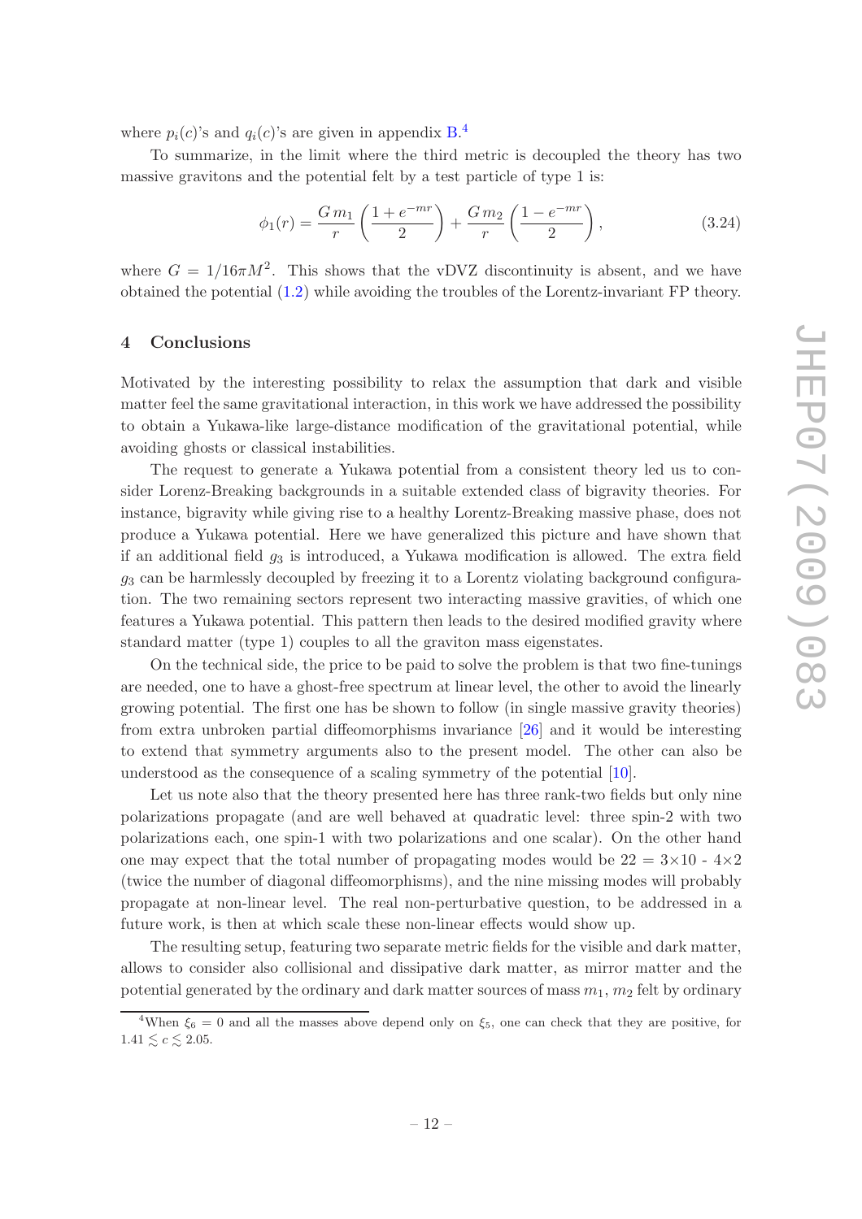where $p_i(c)$'s and $q_i(c)$'s are given in appendix B.[4]

To summarize, in the limit where the third metric is decoupled the theory has two massive gravitons and the potential felt by a test particle of type 1 is:

$$\phi_1(r) = \frac{G\,m_1}{r}\left(\frac{1+e^{-mr}}{2}\right) + \frac{G\,m_2}{r}\left(\frac{1-e^{-mr}}{2}\right), \tag{3.24}$$

where $G = 1/16\pi M^2$. This shows that the vDVZ discontinuity is absent, and we have obtained the potential (1.2) while avoiding the troubles of the Lorentz-invariant FP theory.

## 4 Conclusions

Motivated by the interesting possibility to relax the assumption that dark and visible matter feel the same gravitational interaction, in this work we have addressed the possibility to obtain a Yukawa-like large-distance modification of the gravitational potential, while avoiding ghosts or classical instabilities.

The request to generate a Yukawa potential from a consistent theory led us to consider Lorenz-Breaking backgrounds in a suitable extended class of bigravity theories. For instance, bigravity while giving rise to a healthy Lorentz-Breaking massive phase, does not produce a Yukawa potential. Here we have generalized this picture and have shown that if an additional field $g_3$ is introduced, a Yukawa modification is allowed. The extra field $g_3$ can be harmlessly decoupled by freezing it to a Lorentz violating background configuration. The two remaining sectors represent two interacting massive gravities, of which one features a Yukawa potential. This pattern then leads to the desired modified gravity where standard matter (type 1) couples to all the graviton mass eigenstates.

On the technical side, the price to be paid to solve the problem is that two fine-tunings are needed, one to have a ghost-free spectrum at linear level, the other to avoid the linearly growing potential. The first one has be shown to follow (in single massive gravity theories) from extra unbroken partial diffeomorphisms invariance [26] and it would be interesting to extend that symmetry arguments also to the present model. The other can also be understood as the consequence of a scaling symmetry of the potential [10].

Let us note also that the theory presented here has three rank-two fields but only nine polarizations propagate (and are well behaved at quadratic level: three spin-2 with two polarizations each, one spin-1 with two polarizations and one scalar). On the other hand one may expect that the total number of propagating modes would be $22 = 3{\times}10$ - $4{\times}2$ (twice the number of diagonal diffeomorphisms), and the nine missing modes will probably propagate at non-linear level. The real non-perturbative question, to be addressed in a future work, is then at which scale these non-linear effects would show up.

The resulting setup, featuring two separate metric fields for the visible and dark matter, allows to consider also collisional and dissipative dark matter, as mirror matter and the potential generated by the ordinary and dark matter sources of mass $m_1$, $m_2$ felt by ordinary

---

[4] When $\xi_6 = 0$ and all the masses above depend only on $\xi_5$, one can check that they are positive, for $1.41 \lesssim c \lesssim 2.05$.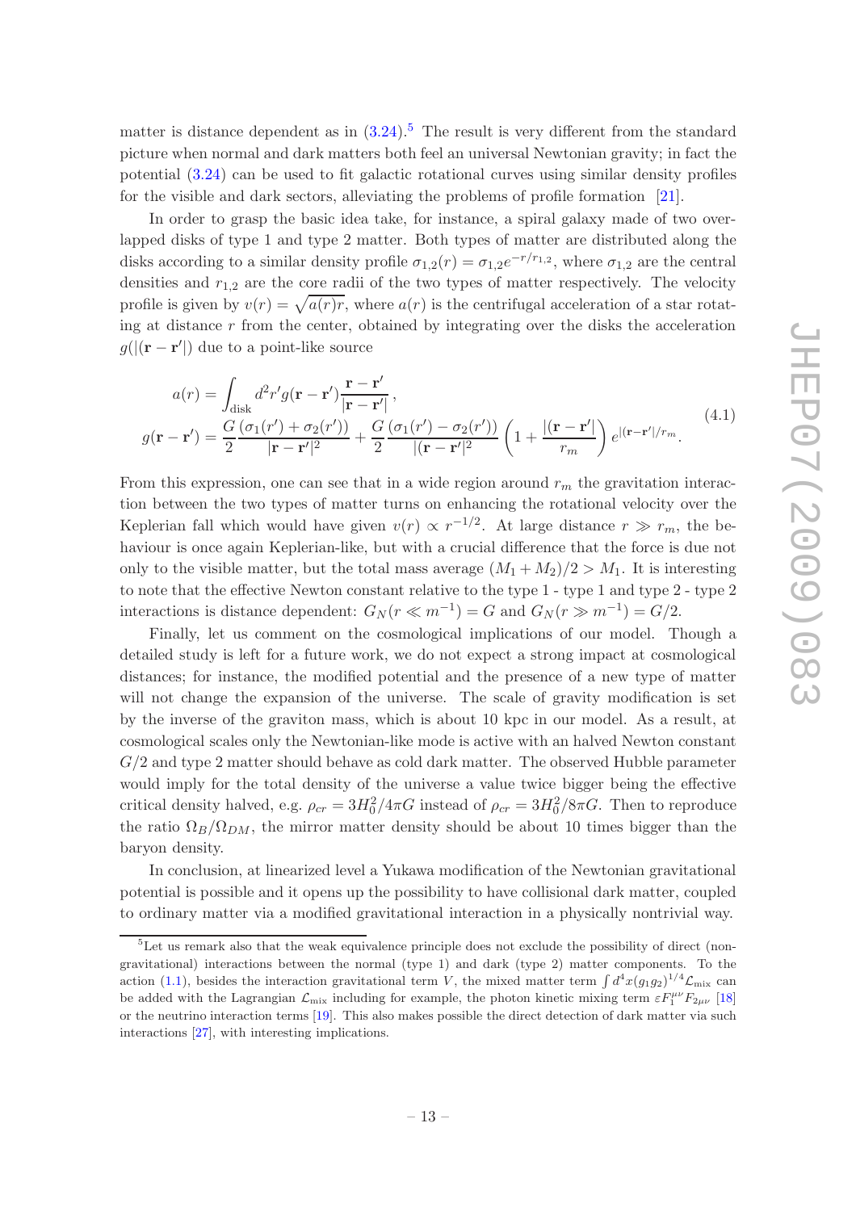matter is distance dependent as in (3.24).[5] The result is very different from the standard picture when normal and dark matters both feel an universal Newtonian gravity; in fact the potential (3.24) can be used to fit galactic rotational curves using similar density profiles for the visible and dark sectors, alleviating the problems of profile formation [21].

In order to grasp the basic idea take, for instance, a spiral galaxy made of two overlapped disks of type 1 and type 2 matter. Both types of matter are distributed along the disks according to a similar density profile $\sigma_{1,2}(r) = \sigma_{1,2} e^{-r/r_{1,2}}$, where $\sigma_{1,2}$ are the central densities and $r_{1,2}$ are the core radii of the two types of matter respectively. The velocity profile is given by $v(r) = \sqrt{a(r)r}$, where $a(r)$ is the centrifugal acceleration of a star rotating at distance $r$ from the center, obtained by integrating over the disks the acceleration $g(|(\mathbf{r} - \mathbf{r}'|)$ due to a point-like source

$$
\begin{aligned}
a(r) &= \int_{\text{disk}} d^2r' g(\mathbf{r} - \mathbf{r}') \frac{\mathbf{r} - \mathbf{r}'}{|\mathbf{r} - \mathbf{r}'|}\,, \\
g(\mathbf{r} - \mathbf{r}') &= \frac{G}{2} \frac{(\sigma_1(r') + \sigma_2(r'))}{|\mathbf{r} - \mathbf{r}'|^2} + \frac{G}{2} \frac{(\sigma_1(r') - \sigma_2(r'))}{|(\mathbf{r} - \mathbf{r}'|^2} \left(1 + \frac{|(\mathbf{r} - \mathbf{r}'|}{r_m}\right) e^{|(\mathbf{r} - \mathbf{r}'|/r_m}.
\end{aligned}
\tag{4.1}
$$

From this expression, one can see that in a wide region around $r_m$ the gravitation interaction between the two types of matter turns on enhancing the rotational velocity over the Keplerian fall which would have given $v(r) \propto r^{-1/2}$. At large distance $r \gg r_m$, the behaviour is once again Keplerian-like, but with a crucial difference that the force is due not only to the visible matter, but the total mass average $(M_1 + M_2)/2 > M_1$. It is interesting to note that the effective Newton constant relative to the type 1 - type 1 and type 2 - type 2 interactions is distance dependent: $G_N(r \ll m^{-1}) = G$ and $G_N(r \gg m^{-1}) = G/2$.

Finally, let us comment on the cosmological implications of our model. Though a detailed study is left for a future work, we do not expect a strong impact at cosmological distances; for instance, the modified potential and the presence of a new type of matter will not change the expansion of the universe. The scale of gravity modification is set by the inverse of the graviton mass, which is about 10 kpc in our model. As a result, at cosmological scales only the Newtonian-like mode is active with an halved Newton constant $G/2$ and type 2 matter should behave as cold dark matter. The observed Hubble parameter would imply for the total density of the universe a value twice bigger being the effective critical density halved, e.g. $\rho_{cr} = 3H_0^2/4\pi G$ instead of $\rho_{cr} = 3H_0^2/8\pi G$. Then to reproduce the ratio $\Omega_B/\Omega_{DM}$, the mirror matter density should be about 10 times bigger than the baryon density.

In conclusion, at linearized level a Yukawa modification of the Newtonian gravitational potential is possible and it opens up the possibility to have collisional dark matter, coupled to ordinary matter via a modified gravitational interaction in a physically nontrivial way.

---

[5] Let us remark also that the weak equivalence principle does not exclude the possibility of direct (non-gravitational) interactions between the normal (type 1) and dark (type 2) matter components. To the action (1.1), besides the interaction gravitational term $V$, the mixed matter term $\int d^4x (g_1 g_2)^{1/4} \mathcal{L}_{\text{mix}}$ can be added with the Lagrangian $\mathcal{L}_{\text{mix}}$ including for example, the photon kinetic mixing term $\varepsilon F_1^{\mu\nu} F_{2\mu\nu}$ [18] or the neutrino interaction terms [19]. This also makes possible the direct detection of dark matter via such interactions [27], with interesting implications.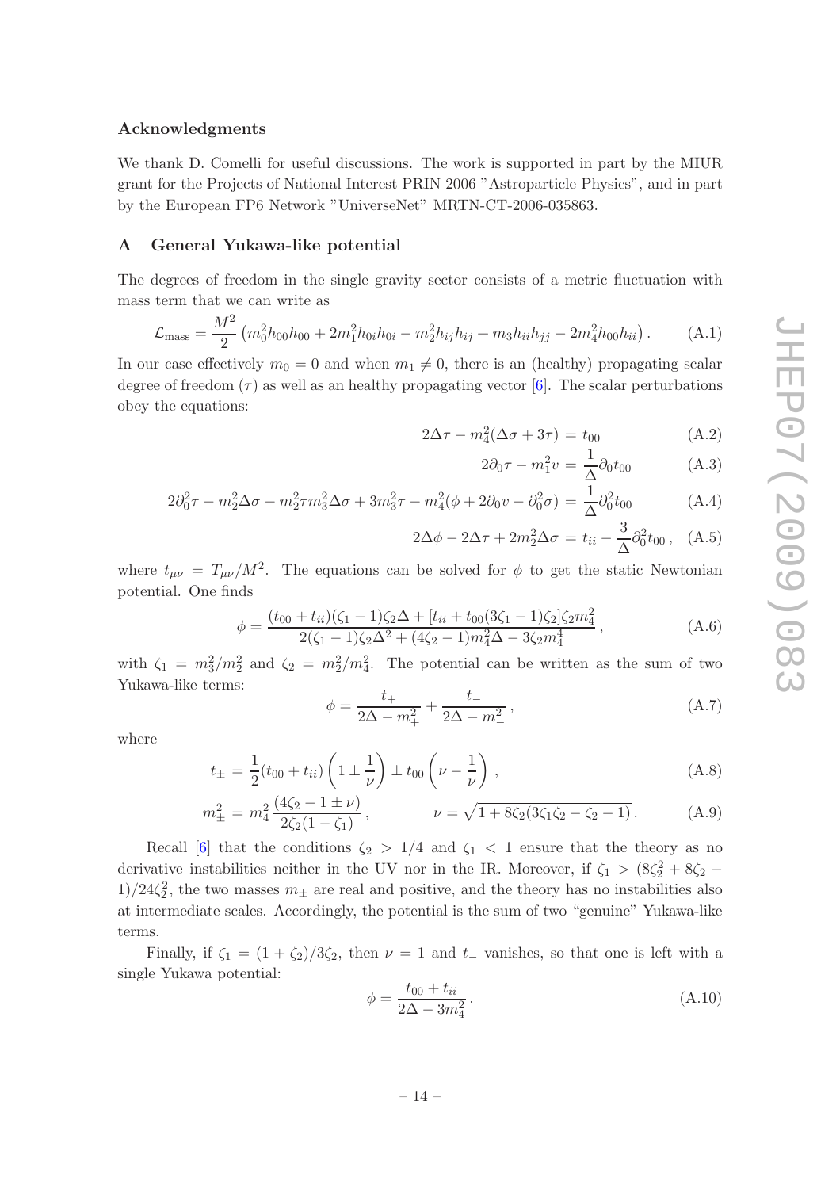## Acknowledgments

We thank D. Comelli for useful discussions. The work is supported in part by the MIUR grant for the Projects of National Interest PRIN 2006 "Astroparticle Physics", and in part by the European FP6 Network "UniverseNet" MRTN-CT-2006-035863.

## A General Yukawa-like potential

The degrees of freedom in the single gravity sector consists of a metric fluctuation with mass term that we can write as

$$\mathcal{L}_{\text{mass}} = \frac{M^2}{2}\left(m_0^2 h_{00}h_{00} + 2m_1^2 h_{0i}h_{0i} - m_2^2 h_{ij}h_{ij} + m_3 h_{ii}h_{jj} - 2m_4^2 h_{00}h_{ii}\right). \tag{A.1}$$

In our case effectively $m_0 = 0$ and when $m_1 \neq 0$, there is an (healthy) propagating scalar degree of freedom ($\tau$) as well as an healthy propagating vector [6]. The scalar perturbations obey the equations:

$$2\Delta\tau - m_4^2(\Delta\sigma + 3\tau) = t_{00} \tag{A.2}$$

$$2\partial_0\tau - m_1^2 v = \frac{1}{\Delta}\partial_0 t_{00} \tag{A.3}$$

$$2\partial_0^2\tau - m_2^2\Delta\sigma - m_2^2\tau m_3^2\Delta\sigma + 3m_3^2\tau - m_4^2(\phi + 2\partial_0 v - \partial_0^2\sigma) = \frac{1}{\Delta}\partial_0^2 t_{00} \tag{A.4}$$

$$2\Delta\phi - 2\Delta\tau + 2m_2^2\Delta\sigma = t_{ii} - \frac{3}{\Delta}\partial_0^2 t_{00}\,, \tag{A.5}$$

where $t_{\mu\nu} = T_{\mu\nu}/M^2$. The equations can be solved for $\phi$ to get the static Newtonian potential. One finds

$$\phi = \frac{(t_{00} + t_{ii})(\zeta_1 - 1)\zeta_2\Delta + [t_{ii} + t_{00}(3\zeta_1 - 1)\zeta_2]\zeta_2 m_4^2}{2(\zeta_1 - 1)\zeta_2\Delta^2 + (4\zeta_2 - 1)m_4^2\Delta - 3\zeta_2 m_4^4}\,, \tag{A.6}$$

with $\zeta_1 = m_3^2/m_2^2$ and $\zeta_2 = m_2^2/m_4^2$. The potential can be written as the sum of two Yukawa-like terms:

$$\phi = \frac{t_+}{2\Delta - m_+^2} + \frac{t_-}{2\Delta - m_-^2}\,, \tag{A.7}$$

where

$$t_\pm = \frac{1}{2}(t_{00} + t_{ii})\left(1 \pm \frac{1}{\nu}\right) \pm t_{00}\left(\nu - \frac{1}{\nu}\right), \tag{A.8}$$

$$m_\pm^2 = m_4^2\,\frac{(4\zeta_2 - 1 \pm \nu)}{2\zeta_2(1 - \zeta_1)}\,, \qquad \nu = \sqrt{1 + 8\zeta_2(3\zeta_1\zeta_2 - \zeta_2 - 1)}\,. \tag{A.9}$$

Recall [6] that the conditions $\zeta_2 > 1/4$ and $\zeta_1 < 1$ ensure that the theory as no derivative instabilities neither in the UV nor in the IR. Moreover, if $\zeta_1 > (8\zeta_2^2 + 8\zeta_2 - 1)/24\zeta_2^2$, the two masses $m_\pm$ are real and positive, and the theory has no instabilities also at intermediate scales. Accordingly, the potential is the sum of two "genuine" Yukawa-like terms.

Finally, if $\zeta_1 = (1 + \zeta_2)/3\zeta_2$, then $\nu = 1$ and $t_-$ vanishes, so that one is left with a single Yukawa potential:

$$\phi = \frac{t_{00} + t_{ii}}{2\Delta - 3m_4^2}\,. \tag{A.10}$$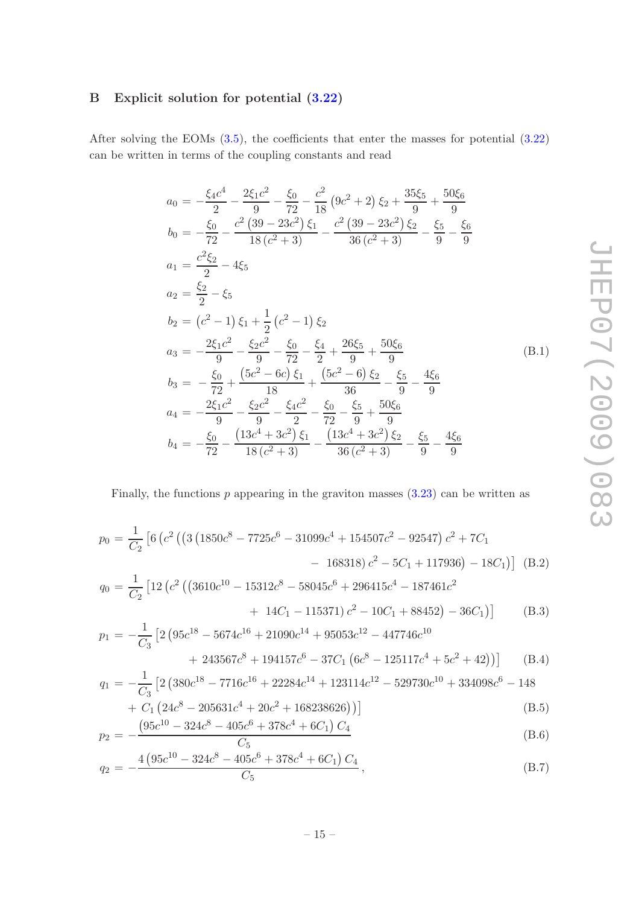## B Explicit solution for potential (3.22)

After solving the EOMs (3.5), the coefficients that enter the masses for potential (3.22) can be written in terms of the coupling constants and read

$$
\begin{aligned}
a_0 &= -\frac{\xi_4 c^4}{2} - \frac{2\xi_1 c^2}{9} - \frac{\xi_0}{72} - \frac{c^2}{18}\left(9c^2+2\right)\xi_2 + \frac{35\xi_5}{9} + \frac{50\xi_6}{9} \\
b_0 &= -\frac{\xi_0}{72} - \frac{c^2\left(39-23c^2\right)\xi_1}{18\left(c^2+3\right)} - \frac{c^2\left(39-23c^2\right)\xi_2}{36\left(c^2+3\right)} - \frac{\xi_5}{9} - \frac{\xi_6}{9} \\
a_1 &= \frac{c^2\xi_2}{2} - 4\xi_5 \\
a_2 &= \frac{\xi_2}{2} - \xi_5 \\
b_2 &= \left(c^2-1\right)\xi_1 + \frac{1}{2}\left(c^2-1\right)\xi_2 \\
a_3 &= -\frac{2\xi_1 c^2}{9} - \frac{\xi_2 c^2}{9} - \frac{\xi_0}{72} - \frac{\xi_4}{2} + \frac{26\xi_5}{9} + \frac{50\xi_6}{9} \\
b_3 &= -\frac{\xi_0}{72} + \frac{\left(5c^2-6c\right)\xi_1}{18} + \frac{\left(5c^2-6\right)\xi_2}{36} - \frac{\xi_5}{9} - \frac{4\xi_6}{9} \\
a_4 &= -\frac{2\xi_1 c^2}{9} - \frac{\xi_2 c^2}{9} - \frac{\xi_4 c^2}{2} - \frac{\xi_0}{72} - \frac{\xi_5}{9} + \frac{50\xi_6}{9} \\
b_4 &= -\frac{\xi_0}{72} - \frac{\left(13c^4+3c^2\right)\xi_1}{18\left(c^2+3\right)} - \frac{\left(13c^4+3c^2\right)\xi_2}{36\left(c^2+3\right)} - \frac{\xi_5}{9} - \frac{4\xi_6}{9}
\end{aligned}
\tag{B.1}
$$

Finally, the functions $p$ appearing in the graviton masses (3.23) can be written as

$$
p_0 = \frac{1}{C_2}\left[6\left(c^2\left(\left(3\left(1850c^8 - 7725c^6 - 31099c^4 + 154507c^2 - 92547\right)c^2 + 7C_1 - 168318\right)c^2 - 5C_1 + 117936\right) - 18C_1\right)\right] \tag{B.2}
$$

$$
q_0 = \frac{1}{C_2}\left[12\left(c^2\left(\left(3610c^{10} - 15312c^8 - 58045c^6 + 296415c^4 - 187461c^2 + 14C_1 - 115371\right)c^2 - 10C_1 + 88452\right) - 36C_1\right)\right] \tag{B.3}
$$

$$
p_1 = -\frac{1}{C_3}\left[2\left(95c^{18} - 5674c^{16} + 21090c^{14} + 95053c^{12} - 447746c^{10} + 243567c^8 + 194157c^6 - 37C_1\left(6c^8 - 125117c^4 + 5c^2 + 42\right)\right)\right] \tag{B.4}
$$

$$
q_1 = -\frac{1}{C_3}\left[2\left(380c^{18} - 7716c^{16} + 22284c^{14} + 123114c^{12} - 529730c^{10} + 334098c^6 - 148 + C_1\left(24c^8 - 205631c^4 + 20c^2 + 168238626\right)\right)\right] \tag{B.5}
$$

$$
p_2 = -\frac{\left(95c^{10} - 324c^8 - 405c^6 + 378c^4 + 6C_1\right)C_4}{C_5} \tag{B.6}
$$

$$
q_2 = -\frac{4\left(95c^{10} - 324c^8 - 405c^6 + 378c^4 + 6C_1\right)C_4}{C_5}, \tag{B.7}
$$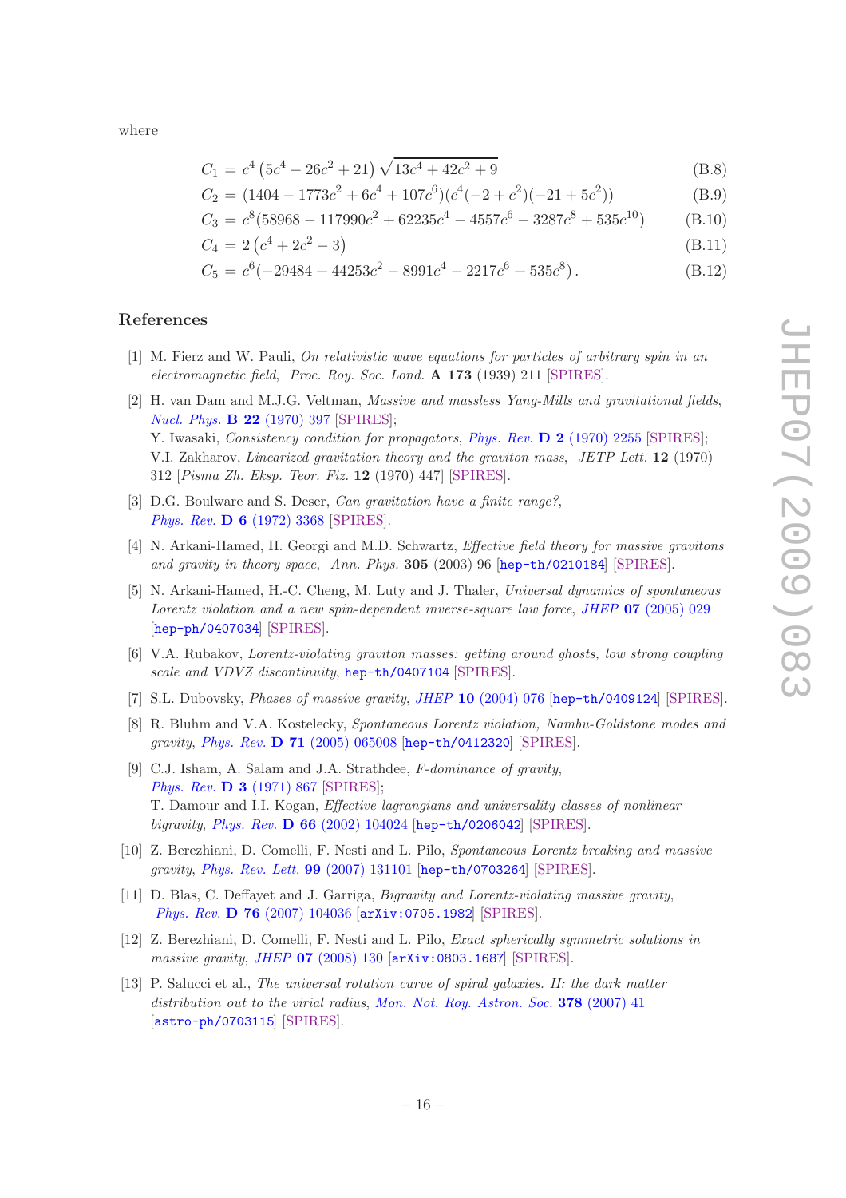where

$$C_1 = c^4 \left(5c^4 - 26c^2 + 21\right) \sqrt{13c^4 + 42c^2 + 9} \tag{B.8}$$

$$C_2 = (1404 - 1773c^2 + 6c^4 + 107c^6)(c^4(-2 + c^2)(-21 + 5c^2)) \tag{B.9}$$

$$C_3 = c^8(58968 - 117990c^2 + 62235c^4 - 4557c^6 - 3287c^8 + 535c^{10}) \tag{B.10}$$

$$C_4 = 2\left(c^4 + 2c^2 - 3\right) \tag{B.11}$$

$$C_5 = c^6(-29484 + 44253c^2 - 8991c^4 - 2217c^6 + 535c^8)\,. \tag{B.12}$$

## References

[1] M. Fierz and W. Pauli, *On relativistic wave equations for particles of arbitrary spin in an electromagnetic field*, Proc. Roy. Soc. Lond. **A 173** (1939) 211 [SPIRES].

[2] H. van Dam and M.J.G. Veltman, *Massive and massless Yang-Mills and gravitational fields*, Nucl. Phys. **B 22** (1970) 397 [SPIRES];
Y. Iwasaki, *Consistency condition for propagators*, Phys. Rev. **D 2** (1970) 2255 [SPIRES];
V.I. Zakharov, *Linearized gravitation theory and the graviton mass*, JETP Lett. **12** (1970) 312 [*Pisma Zh. Eksp. Teor. Fiz.* **12** (1970) 447] [SPIRES].

[3] D.G. Boulware and S. Deser, *Can gravitation have a finite range?*, Phys. Rev. **D 6** (1972) 3368 [SPIRES].

[4] N. Arkani-Hamed, H. Georgi and M.D. Schwartz, *Effective field theory for massive gravitons and gravity in theory space*, Ann. Phys. **305** (2003) 96 [hep-th/0210184] [SPIRES].

[5] N. Arkani-Hamed, H.-C. Cheng, M. Luty and J. Thaler, *Universal dynamics of spontaneous Lorentz violation and a new spin-dependent inverse-square law force*, JHEP **07** (2005) 029 [hep-ph/0407034] [SPIRES].

[6] V.A. Rubakov, *Lorentz-violating graviton masses: getting around ghosts, low strong coupling scale and VDVZ discontinuity*, hep-th/0407104 [SPIRES].

[7] S.L. Dubovsky, *Phases of massive gravity*, JHEP **10** (2004) 076 [hep-th/0409124] [SPIRES].

[8] R. Bluhm and V.A. Kostelecky, *Spontaneous Lorentz violation, Nambu-Goldstone modes and gravity*, Phys. Rev. **D 71** (2005) 065008 [hep-th/0412320] [SPIRES].

[9] C.J. Isham, A. Salam and J.A. Strathdee, *F-dominance of gravity*, Phys. Rev. **D 3** (1971) 867 [SPIRES];
T. Damour and I.I. Kogan, *Effective lagrangians and universality classes of nonlinear bigravity*, Phys. Rev. **D 66** (2002) 104024 [hep-th/0206042] [SPIRES].

[10] Z. Berezhiani, D. Comelli, F. Nesti and L. Pilo, *Spontaneous Lorentz breaking and massive gravity*, Phys. Rev. Lett. **99** (2007) 131101 [hep-th/0703264] [SPIRES].

[11] D. Blas, C. Deffayet and J. Garriga, *Bigravity and Lorentz-violating massive gravity*, Phys. Rev. **D 76** (2007) 104036 [arXiv:0705.1982] [SPIRES].

[12] Z. Berezhiani, D. Comelli, F. Nesti and L. Pilo, *Exact spherically symmetric solutions in massive gravity*, JHEP **07** (2008) 130 [arXiv:0803.1687] [SPIRES].

[13] P. Salucci et al., *The universal rotation curve of spiral galaxies. II: the dark matter distribution out to the virial radius*, Mon. Not. Roy. Astron. Soc. **378** (2007) 41 [astro-ph/0703115] [SPIRES].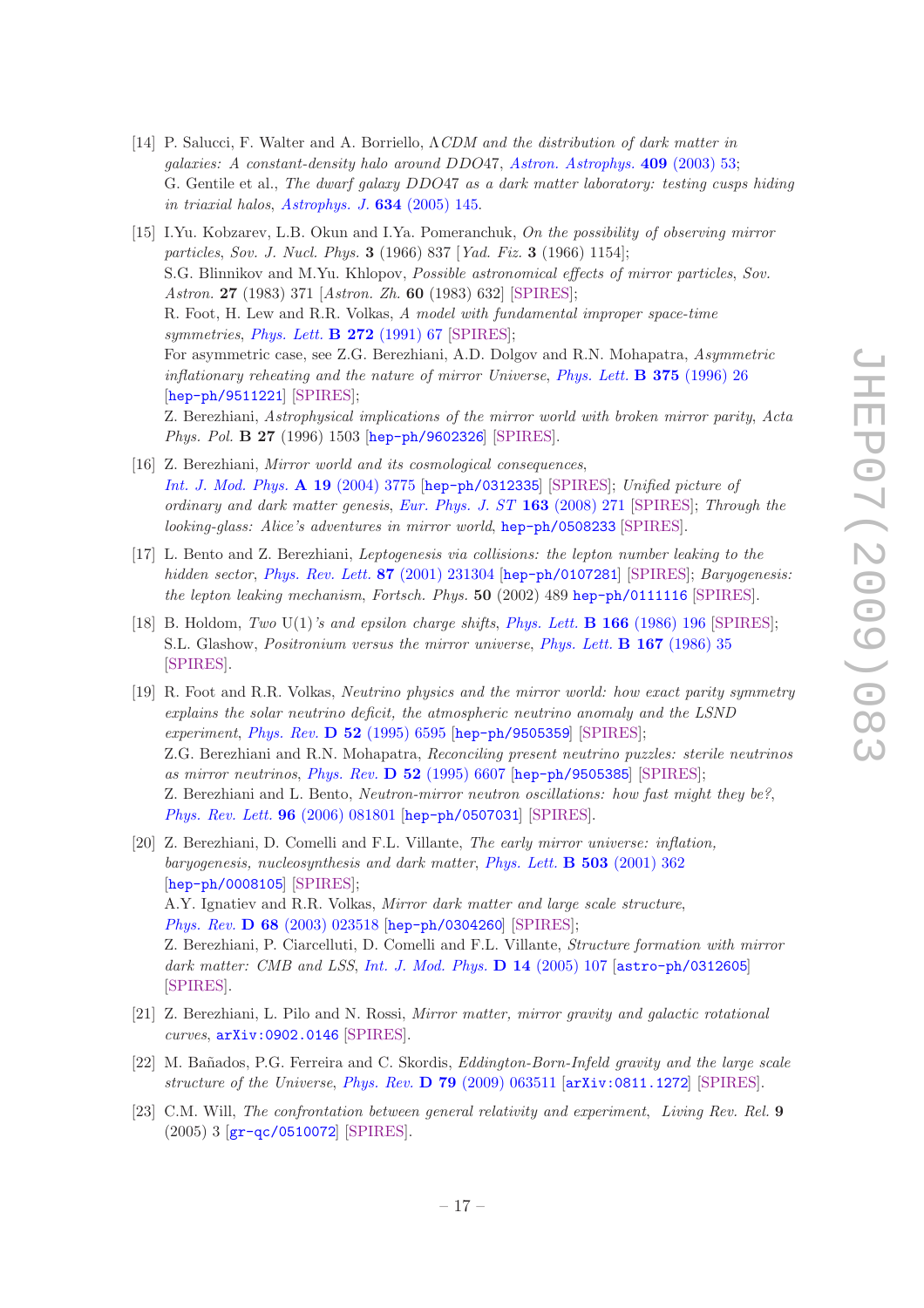[14] P. Salucci, F. Walter and A. Borriello, *ΛCDM and the distribution of dark matter in galaxies: A constant-density halo around DDO47*, *Astron. Astrophys.* **409** (2003) 53; G. Gentile et al., *The dwarf galaxy DDO47 as a dark matter laboratory: testing cusps hiding in triaxial halos*, *Astrophys. J.* **634** (2005) 145.

[15] I.Yu. Kobzarev, L.B. Okun and I.Ya. Pomeranchuk, *On the possibility of observing mirror particles*, *Sov. J. Nucl. Phys.* **3** (1966) 837 [*Yad. Fiz.* **3** (1966) 1154];
S.G. Blinnikov and M.Yu. Khlopov, *Possible astronomical effects of mirror particles*, *Sov. Astron.* **27** (1983) 371 [*Astron. Zh.* **60** (1983) 632] [SPIRES];
R. Foot, H. Lew and R.R. Volkas, *A model with fundamental improper space-time symmetries*, *Phys. Lett.* **B 272** (1991) 67 [SPIRES];
For asymmetric case, see Z.G. Berezhiani, A.D. Dolgov and R.N. Mohapatra, *Asymmetric inflationary reheating and the nature of mirror Universe*, *Phys. Lett.* **B 375** (1996) 26 [hep-ph/9511221] [SPIRES];
Z. Berezhiani, *Astrophysical implications of the mirror world with broken mirror parity*, *Acta Phys. Pol.* **B 27** (1996) 1503 [hep-ph/9602326] [SPIRES].

[16] Z. Berezhiani, *Mirror world and its cosmological consequences*, *Int. J. Mod. Phys.* **A 19** (2004) 3775 [hep-ph/0312335] [SPIRES]; *Unified picture of ordinary and dark matter genesis*, *Eur. Phys. J. ST* **163** (2008) 271 [SPIRES]; *Through the looking-glass: Alice's adventures in mirror world*, hep-ph/0508233 [SPIRES].

[17] L. Bento and Z. Berezhiani, *Leptogenesis via collisions: the lepton number leaking to the hidden sector*, *Phys. Rev. Lett.* **87** (2001) 231304 [hep-ph/0107281] [SPIRES]; *Baryogenesis: the lepton leaking mechanism*, *Fortsch. Phys.* **50** (2002) 489 hep-ph/0111116 [SPIRES].

[18] B. Holdom, *Two* U(1)*'s and epsilon charge shifts*, *Phys. Lett.* **B 166** (1986) 196 [SPIRES]; S.L. Glashow, *Positronium versus the mirror universe*, *Phys. Lett.* **B 167** (1986) 35 [SPIRES].

[19] R. Foot and R.R. Volkas, *Neutrino physics and the mirror world: how exact parity symmetry explains the solar neutrino deficit, the atmospheric neutrino anomaly and the LSND experiment*, *Phys. Rev.* **D 52** (1995) 6595 [hep-ph/9505359] [SPIRES];
Z.G. Berezhiani and R.N. Mohapatra, *Reconciling present neutrino puzzles: sterile neutrinos as mirror neutrinos*, *Phys. Rev.* **D 52** (1995) 6607 [hep-ph/9505385] [SPIRES];
Z. Berezhiani and L. Bento, *Neutron-mirror neutron oscillations: how fast might they be?*, *Phys. Rev. Lett.* **96** (2006) 081801 [hep-ph/0507031] [SPIRES].

[20] Z. Berezhiani, D. Comelli and F.L. Villante, *The early mirror universe: inflation, baryogenesis, nucleosynthesis and dark matter*, *Phys. Lett.* **B 503** (2001) 362 [hep-ph/0008105] [SPIRES];
A.Y. Ignatiev and R.R. Volkas, *Mirror dark matter and large scale structure*, *Phys. Rev.* **D 68** (2003) 023518 [hep-ph/0304260] [SPIRES];
Z. Berezhiani, P. Ciarcelluti, D. Comelli and F.L. Villante, *Structure formation with mirror dark matter: CMB and LSS*, *Int. J. Mod. Phys.* **D 14** (2005) 107 [astro-ph/0312605] [SPIRES].

[21] Z. Berezhiani, L. Pilo and N. Rossi, *Mirror matter, mirror gravity and galactic rotational curves*, arXiv:0902.0146 [SPIRES].

[22] M. Bañados, P.G. Ferreira and C. Skordis, *Eddington-Born-Infeld gravity and the large scale structure of the Universe*, *Phys. Rev.* **D 79** (2009) 063511 [arXiv:0811.1272] [SPIRES].

[23] C.M. Will, *The confrontation between general relativity and experiment*, *Living Rev. Rel.* **9** (2005) 3 [gr-qc/0510072] [SPIRES].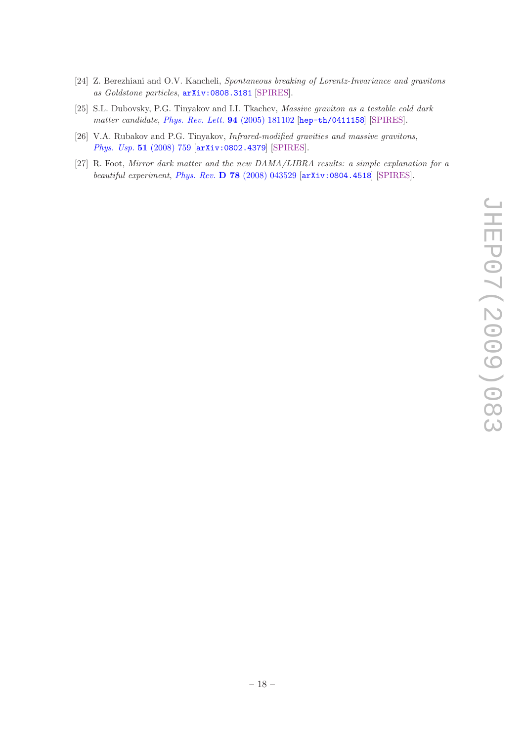[24] Z. Berezhiani and O.V. Kancheli, *Spontaneous breaking of Lorentz-Invariance and gravitons as Goldstone particles*, arXiv:0808.3181 [SPIRES].

[25] S.L. Dubovsky, P.G. Tinyakov and I.I. Tkachev, *Massive graviton as a testable cold dark matter candidate*, *Phys. Rev. Lett.* **94** (2005) 181102 [hep-th/0411158] [SPIRES].

[26] V.A. Rubakov and P.G. Tinyakov, *Infrared-modified gravities and massive gravitons*, *Phys. Usp.* **51** (2008) 759 [arXiv:0802.4379] [SPIRES].

[27] R. Foot, *Mirror dark matter and the new DAMA/LIBRA results: a simple explanation for a beautiful experiment*, *Phys. Rev.* **D 78** (2008) 043529 [arXiv:0804.4518] [SPIRES].